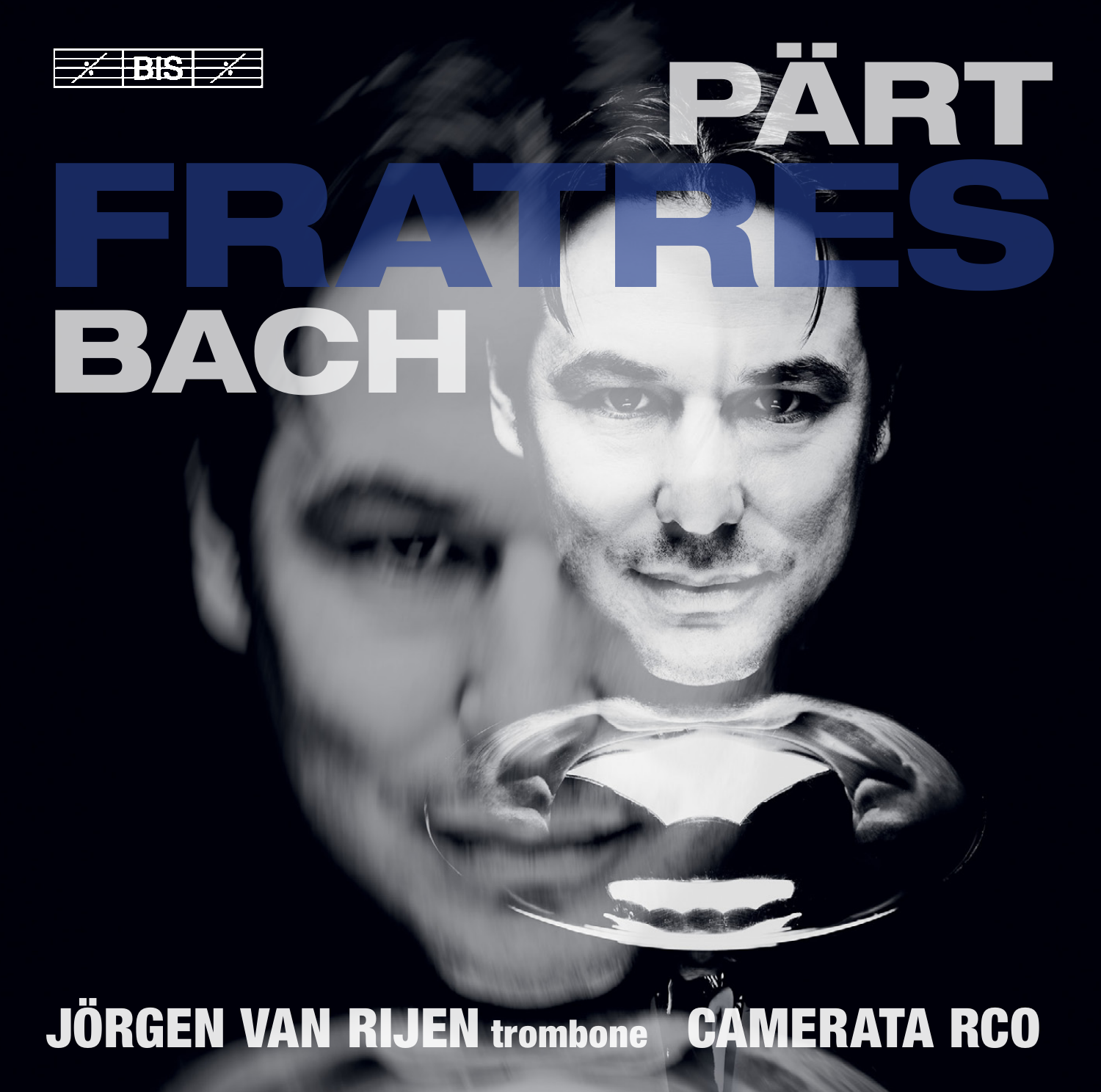BIS

# PÄRT

# FRATRES

# BACH

**JÖRGEN VAN RIJEN** trombone **CAMERATA RCO**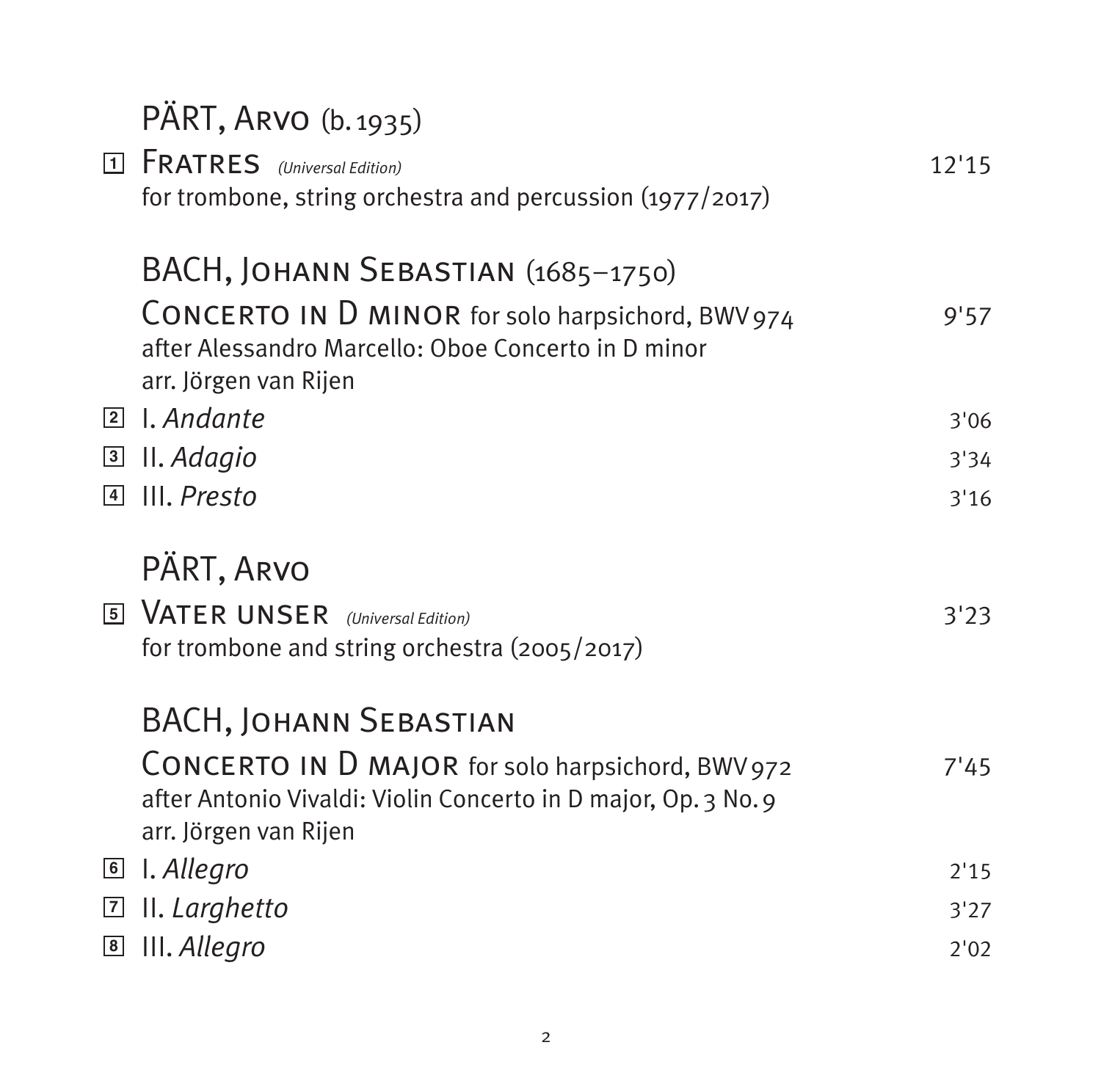## PÄRT, Arvo (b. 1935)

1 **Fratres** *(Universal Edition)* 12'15
for trombone, string orchestra and percussion (1977/2017)

## BACH, Johann Sebastian (1685–1750)

**Concerto in D minor** for solo harpsichord, BWV 974 9'57
after Alessandro Marcello: Oboe Concerto in D minor
arr. Jörgen van Rijen

2 I. *Andante* 3'06
3 II. *Adagio* 3'34
4 III. *Presto* 3'16

## PÄRT, Arvo

5 **Vater unser** *(Universal Edition)* 3'23
for trombone and string orchestra (2005/2017)

## BACH, Johann Sebastian

**Concerto in D major** for solo harpsichord, BWV 972 7'45
after Antonio Vivaldi: Violin Concerto in D major, Op. 3 No. 9
arr. Jörgen van Rijen

6 I. *Allegro* 2'15
7 II. *Larghetto* 3'27
8 III. *Allegro* 2'02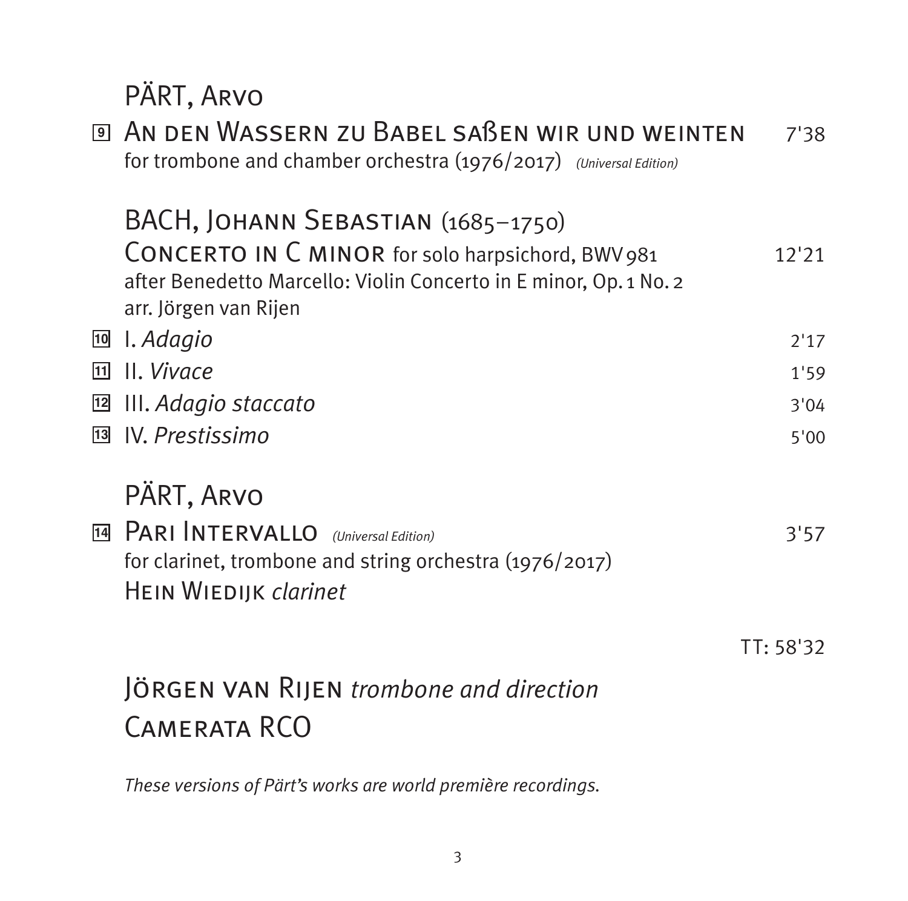PÄRT, Arvo

9 **An den Wassern zu Babel saßen wir und weinten** 7'38
for trombone and chamber orchestra (1976/2017) *(Universal Edition)*

BACH, Johann Sebastian (1685–1750)

**Concerto in C minor** for solo harpsichord, BWV 981 12'21
after Benedetto Marcello: Violin Concerto in E minor, Op. 1 No. 2
arr. Jörgen van Rijen

10 I. *Adagio* 2'17
11 II. *Vivace* 1'59
12 III. *Adagio staccato* 3'04
13 IV. *Prestissimo* 5'00

PÄRT, Arvo

14 **Pari Intervallo** *(Universal Edition)* 3'57
for clarinet, trombone and string orchestra (1976/2017)
Hein Wiedijk *clarinet*

TT: 58'32

Jörgen van Rijen *trombone and direction*
Camerata RCO

*These versions of Pärt's works are world première recordings.*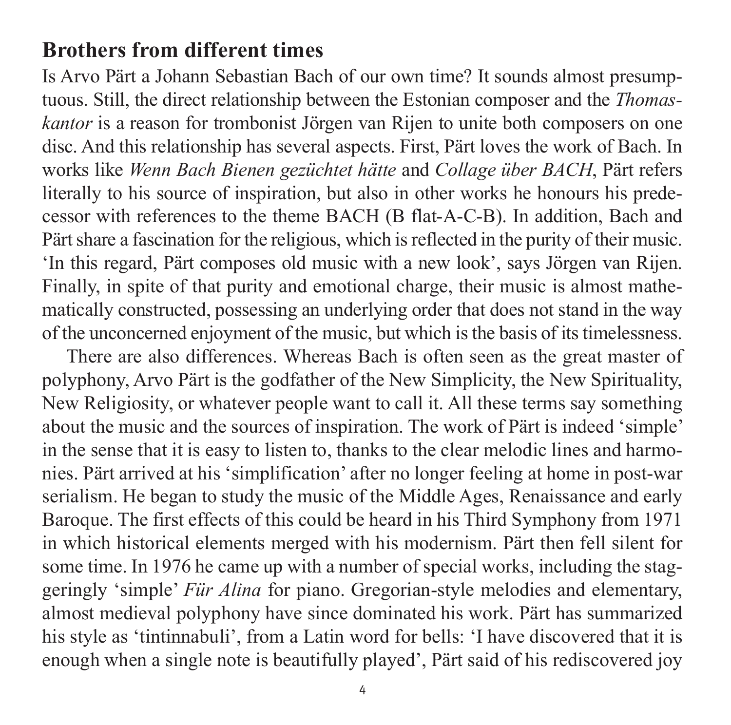## Brothers from different times

Is Arvo Pärt a Johann Sebastian Bach of our own time? It sounds almost presumptuous. Still, the direct relationship between the Estonian composer and the *Thomaskantor* is a reason for trombonist Jörgen van Rijen to unite both composers on one disc. And this relationship has several aspects. First, Pärt loves the work of Bach. In works like *Wenn Bach Bienen gezüchtet hätte* and *Collage über BACH*, Pärt refers literally to his source of inspiration, but also in other works he honours his predecessor with references to the theme BACH (B flat-A-C-B). In addition, Bach and Pärt share a fascination for the religious, which is reflected in the purity of their music. 'In this regard, Pärt composes old music with a new look', says Jörgen van Rijen. Finally, in spite of that purity and emotional charge, their music is almost mathematically constructed, possessing an underlying order that does not stand in the way of the unconcerned enjoyment of the music, but which is the basis of its timelessness.

There are also differences. Whereas Bach is often seen as the great master of polyphony, Arvo Pärt is the godfather of the New Simplicity, the New Spirituality, New Religiosity, or whatever people want to call it. All these terms say something about the music and the sources of inspiration. The work of Pärt is indeed 'simple' in the sense that it is easy to listen to, thanks to the clear melodic lines and harmonies. Pärt arrived at his 'simplification' after no longer feeling at home in post-war serialism. He began to study the music of the Middle Ages, Renaissance and early Baroque. The first effects of this could be heard in his Third Symphony from 1971 in which historical elements merged with his modernism. Pärt then fell silent for some time. In 1976 he came up with a number of special works, including the staggeringly 'simple' *Für Alina* for piano. Gregorian-style melodies and elementary, almost medieval polyphony have since dominated his work. Pärt has summarized his style as 'tintinnabuli', from a Latin word for bells: 'I have discovered that it is enough when a single note is beautifully played', Pärt said of his rediscovered joy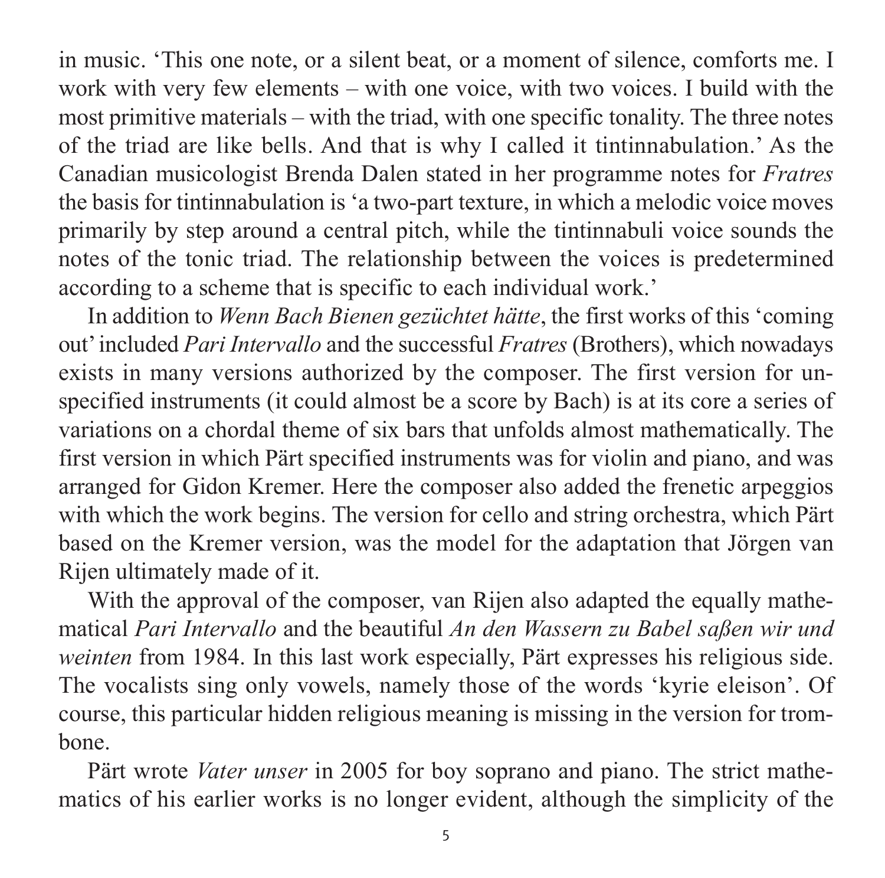in music. 'This one note, or a silent beat, or a moment of silence, comforts me. I work with very few elements – with one voice, with two voices. I build with the most primitive materials – with the triad, with one specific tonality. The three notes of the triad are like bells. And that is why I called it tintinnabulation.' As the Canadian musicologist Brenda Dalen stated in her programme notes for *Fratres* the basis for tintinnabulation is 'a two-part texture, in which a melodic voice moves primarily by step around a central pitch, while the tintinnabuli voice sounds the notes of the tonic triad. The relationship between the voices is predetermined according to a scheme that is specific to each individual work.'

In addition to *Wenn Bach Bienen gezüchtet hätte*, the first works of this 'coming out' included *Pari Intervallo* and the successful *Fratres* (Brothers), which nowadays exists in many versions authorized by the composer. The first version for unspecified instruments (it could almost be a score by Bach) is at its core a series of variations on a chordal theme of six bars that unfolds almost mathematically. The first version in which Pärt specified instruments was for violin and piano, and was arranged for Gidon Kremer. Here the composer also added the frenetic arpeggios with which the work begins. The version for cello and string orchestra, which Pärt based on the Kremer version, was the model for the adaptation that Jörgen van Rijen ultimately made of it.

With the approval of the composer, van Rijen also adapted the equally mathematical *Pari Intervallo* and the beautiful *An den Wassern zu Babel saßen wir und weinten* from 1984. In this last work especially, Pärt expresses his religious side. The vocalists sing only vowels, namely those of the words 'kyrie eleison'. Of course, this particular hidden religious meaning is missing in the version for trombone.

Pärt wrote *Vater unser* in 2005 for boy soprano and piano. The strict mathematics of his earlier works is no longer evident, although the simplicity of the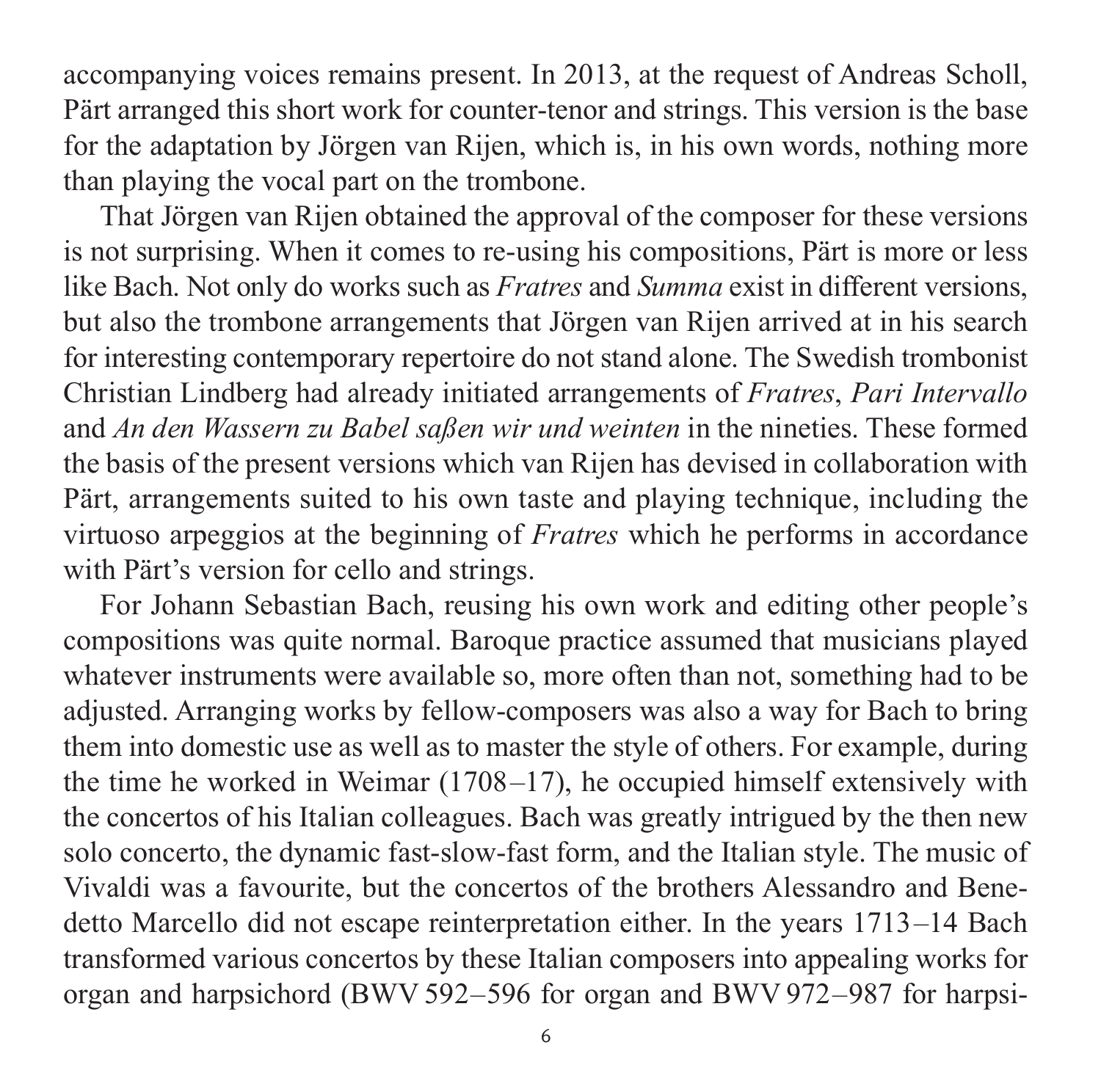accompanying voices remains present. In 2013, at the request of Andreas Scholl, Pärt arranged this short work for counter-tenor and strings. This version is the base for the adaptation by Jörgen van Rijen, which is, in his own words, nothing more than playing the vocal part on the trombone.

That Jörgen van Rijen obtained the approval of the composer for these versions is not surprising. When it comes to re-using his compositions, Pärt is more or less like Bach. Not only do works such as *Fratres* and *Summa* exist in different versions, but also the trombone arrangements that Jörgen van Rijen arrived at in his search for interesting contemporary repertoire do not stand alone. The Swedish trombonist Christian Lindberg had already initiated arrangements of *Fratres*, *Pari Intervallo* and *An den Wassern zu Babel saßen wir und weinten* in the nineties. These formed the basis of the present versions which van Rijen has devised in collaboration with Pärt, arrangements suited to his own taste and playing technique, including the virtuoso arpeggios at the beginning of *Fratres* which he performs in accordance with Pärt's version for cello and strings.

For Johann Sebastian Bach, reusing his own work and editing other people's compositions was quite normal. Baroque practice assumed that musicians played whatever instruments were available so, more often than not, something had to be adjusted. Arranging works by fellow-composers was also a way for Bach to bring them into domestic use as well as to master the style of others. For example, during the time he worked in Weimar (1708–17), he occupied himself extensively with the concertos of his Italian colleagues. Bach was greatly intrigued by the then new solo concerto, the dynamic fast-slow-fast form, and the Italian style. The music of Vivaldi was a favourite, but the concertos of the brothers Alessandro and Benedetto Marcello did not escape reinterpretation either. In the years 1713–14 Bach transformed various concertos by these Italian composers into appealing works for organ and harpsichord (BWV 592–596 for organ and BWV 972–987 for harpsi-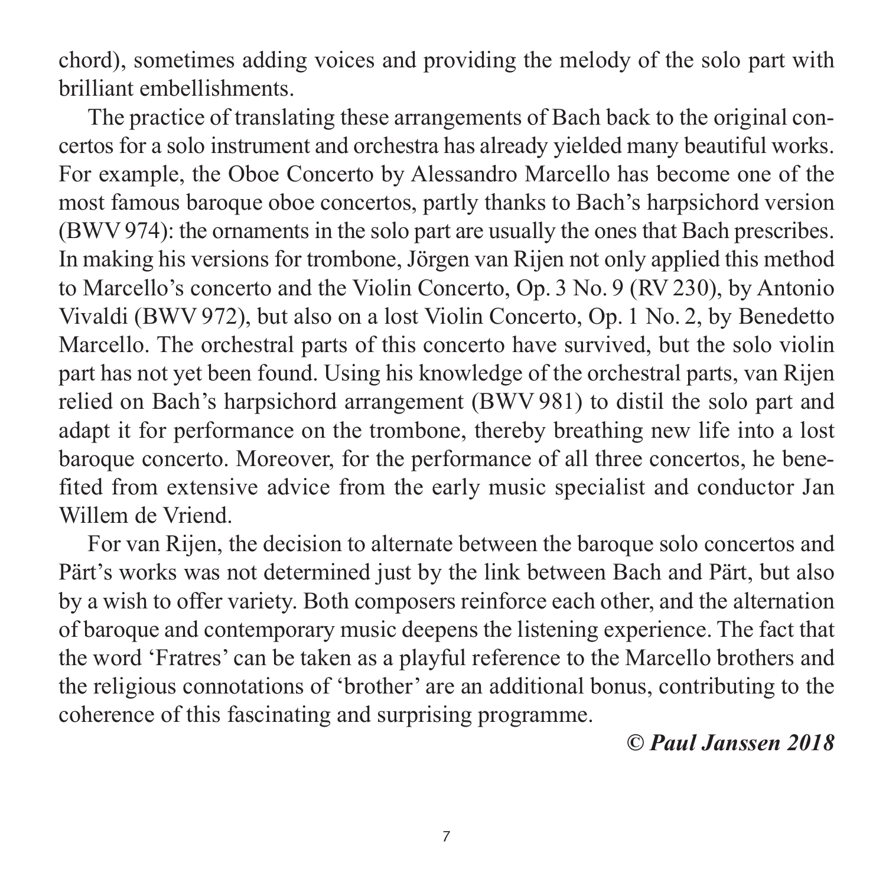chord), sometimes adding voices and providing the melody of the solo part with brilliant embellishments.

The practice of translating these arrangements of Bach back to the original concertos for a solo instrument and orchestra has already yielded many beautiful works. For example, the Oboe Concerto by Alessandro Marcello has become one of the most famous baroque oboe concertos, partly thanks to Bach's harpsichord version (BWV 974): the ornaments in the solo part are usually the ones that Bach prescribes. In making his versions for trombone, Jörgen van Rijen not only applied this method to Marcello's concerto and the Violin Concerto, Op. 3 No. 9 (RV 230), by Antonio Vivaldi (BWV 972), but also on a lost Violin Concerto, Op. 1 No. 2, by Benedetto Marcello. The orchestral parts of this concerto have survived, but the solo violin part has not yet been found. Using his knowledge of the orchestral parts, van Rijen relied on Bach's harpsichord arrangement (BWV 981) to distil the solo part and adapt it for performance on the trombone, thereby breathing new life into a lost baroque concerto. Moreover, for the performance of all three concertos, he benefited from extensive advice from the early music specialist and conductor Jan Willem de Vriend.

For van Rijen, the decision to alternate between the baroque solo concertos and Pärt's works was not determined just by the link between Bach and Pärt, but also by a wish to offer variety. Both composers reinforce each other, and the alternation of baroque and contemporary music deepens the listening experience. The fact that the word 'Fratres' can be taken as a playful reference to the Marcello brothers and the religious connotations of 'brother' are an additional bonus, contributing to the coherence of this fascinating and surprising programme.

***© Paul Janssen 2018***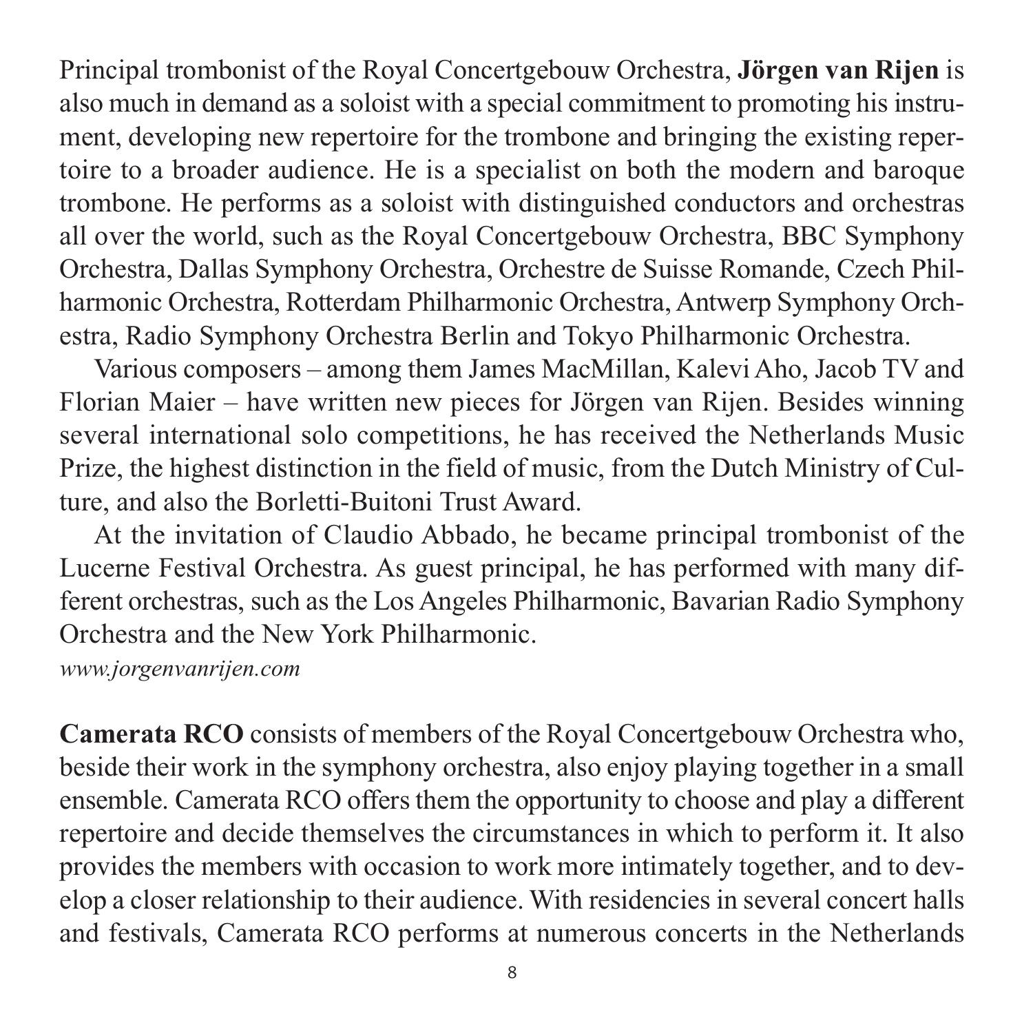Principal trombonist of the Royal Concertgebouw Orchestra, **Jörgen van Rijen** is also much in demand as a soloist with a special commitment to promoting his instrument, developing new repertoire for the trombone and bringing the existing repertoire to a broader audience. He is a specialist on both the modern and baroque trombone. He performs as a soloist with distinguished conductors and orchestras all over the world, such as the Royal Concertgebouw Orchestra, BBC Symphony Orchestra, Dallas Symphony Orchestra, Orchestre de Suisse Romande, Czech Philharmonic Orchestra, Rotterdam Philharmonic Orchestra, Antwerp Symphony Orchestra, Radio Symphony Orchestra Berlin and Tokyo Philharmonic Orchestra.

Various composers – among them James MacMillan, Kalevi Aho, Jacob TV and Florian Maier – have written new pieces for Jörgen van Rijen. Besides winning several international solo competitions, he has received the Netherlands Music Prize, the highest distinction in the field of music, from the Dutch Ministry of Culture, and also the Borletti-Buitoni Trust Award.

At the invitation of Claudio Abbado, he became principal trombonist of the Lucerne Festival Orchestra. As guest principal, he has performed with many different orchestras, such as the Los Angeles Philharmonic, Bavarian Radio Symphony Orchestra and the New York Philharmonic.

*www.jorgenvanrijen.com*

**Camerata RCO** consists of members of the Royal Concertgebouw Orchestra who, beside their work in the symphony orchestra, also enjoy playing together in a small ensemble. Camerata RCO offers them the opportunity to choose and play a different repertoire and decide themselves the circumstances in which to perform it. It also provides the members with occasion to work more intimately together, and to develop a closer relationship to their audience. With residencies in several concert halls and festivals, Camerata RCO performs at numerous concerts in the Netherlands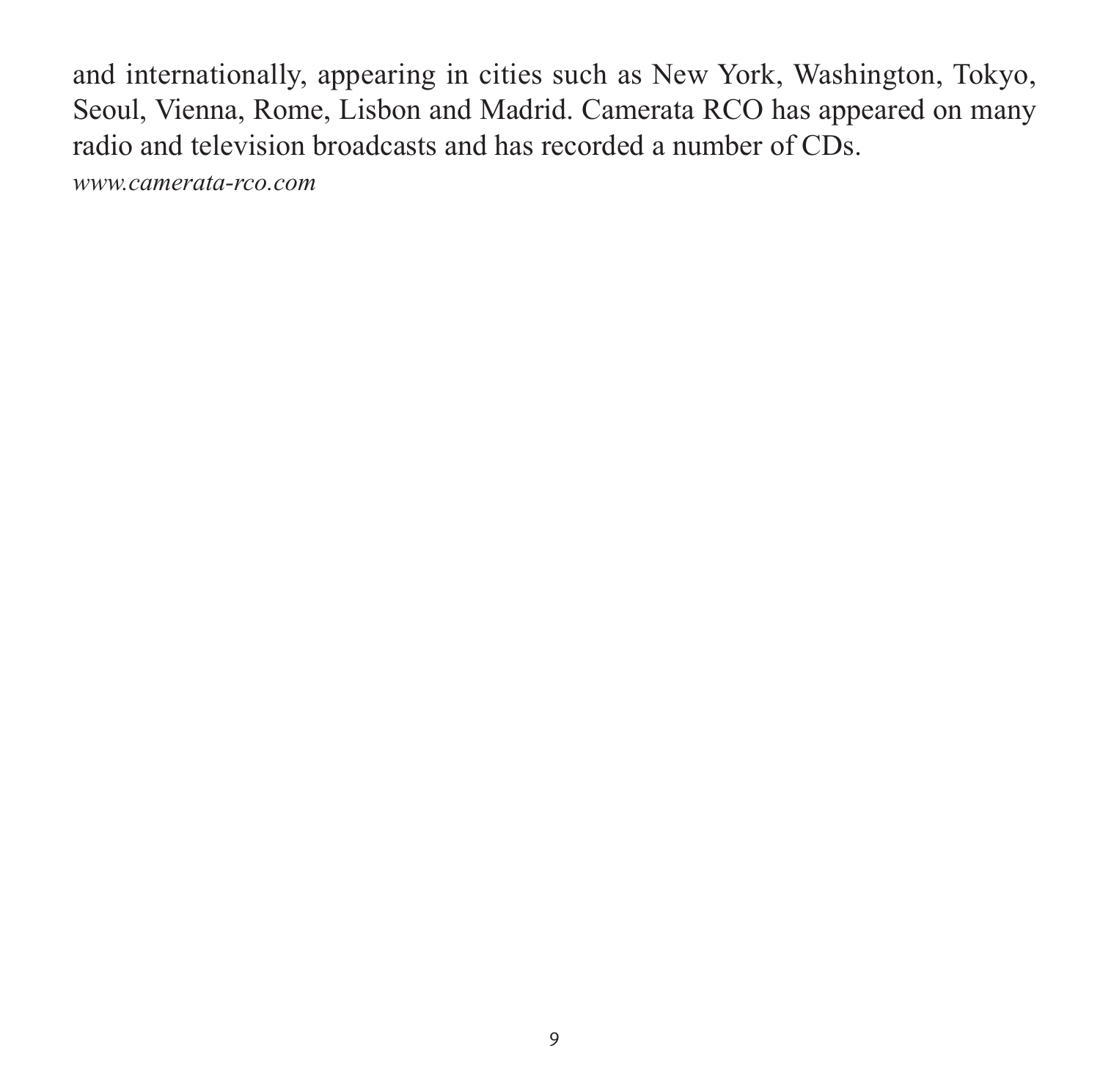and internationally, appearing in cities such as New York, Washington, Tokyo, Seoul, Vienna, Rome, Lisbon and Madrid. Camerata RCO has appeared on many radio and television broadcasts and has recorded a number of CDs.

*www.camerata-rco.com*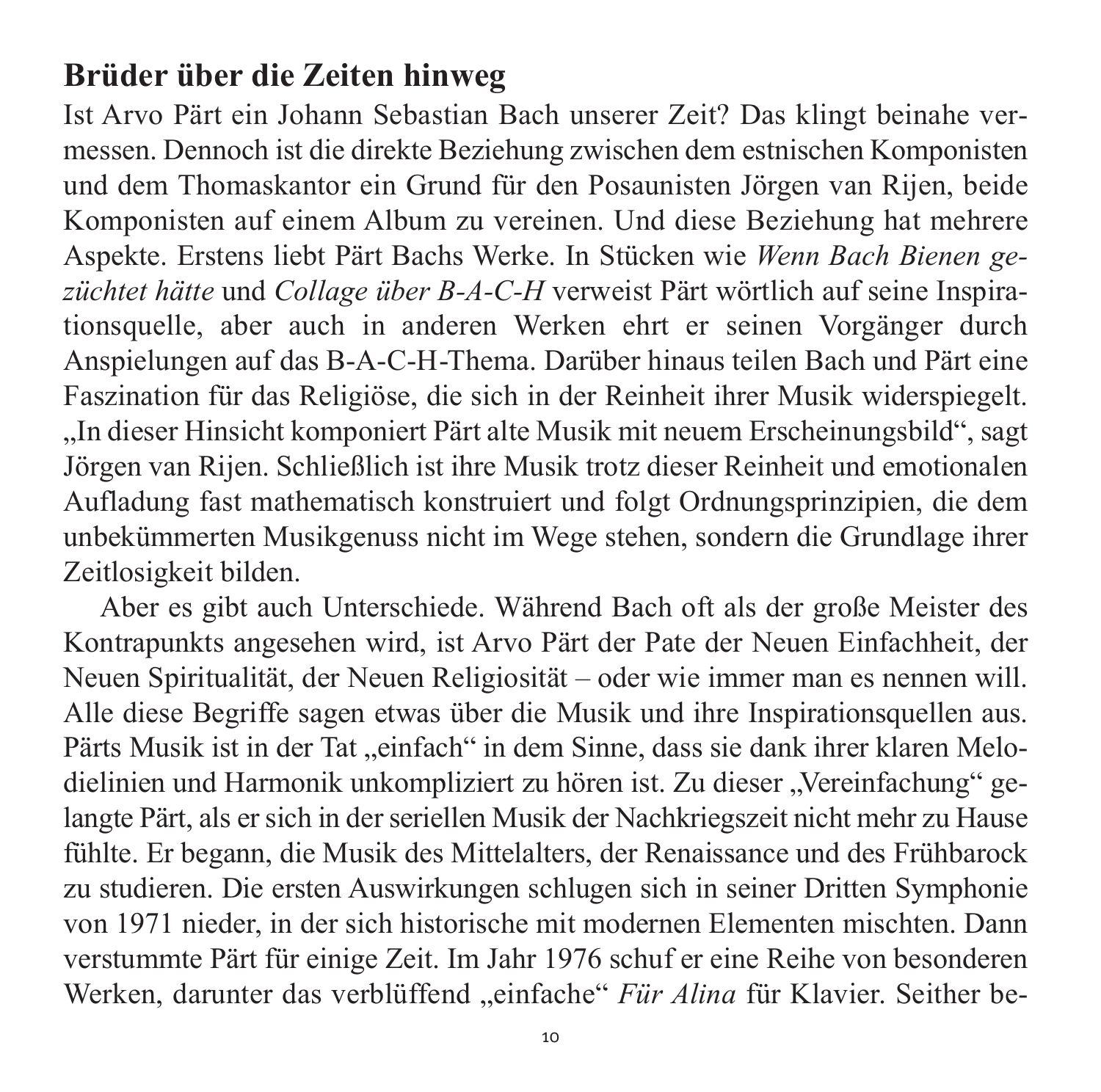## Brüder über die Zeiten hinweg

Ist Arvo Pärt ein Johann Sebastian Bach unserer Zeit? Das klingt beinahe vermessen. Dennoch ist die direkte Beziehung zwischen dem estnischen Komponisten und dem Thomaskantor ein Grund für den Posaunisten Jörgen van Rijen, beide Komponisten auf einem Album zu vereinen. Und diese Beziehung hat mehrere Aspekte. Erstens liebt Pärt Bachs Werke. In Stücken wie *Wenn Bach Bienen gezüchtet hätte* und *Collage über B-A-C-H* verweist Pärt wörtlich auf seine Inspirationsquelle, aber auch in anderen Werken ehrt er seinen Vorgänger durch Anspielungen auf das B-A-C-H-Thema. Darüber hinaus teilen Bach und Pärt eine Faszination für das Religiöse, die sich in der Reinheit ihrer Musik widerspiegelt. „In dieser Hinsicht komponiert Pärt alte Musik mit neuem Erscheinungsbild", sagt Jörgen van Rijen. Schließlich ist ihre Musik trotz dieser Reinheit und emotionalen Aufladung fast mathematisch konstruiert und folgt Ordnungsprinzipien, die dem unbekümmerten Musikgenuss nicht im Wege stehen, sondern die Grundlage ihrer Zeitlosigkeit bilden.

Aber es gibt auch Unterschiede. Während Bach oft als der große Meister des Kontrapunkts angesehen wird, ist Arvo Pärt der Pate der Neuen Einfachheit, der Neuen Spiritualität, der Neuen Religiosität – oder wie immer man es nennen will. Alle diese Begriffe sagen etwas über die Musik und ihre Inspirationsquellen aus. Pärts Musik ist in der Tat „einfach" in dem Sinne, dass sie dank ihrer klaren Melodielinien und Harmonik unkompliziert zu hören ist. Zu dieser „Vereinfachung" gelangte Pärt, als er sich in der seriellen Musik der Nachkriegszeit nicht mehr zu Hause fühlte. Er begann, die Musik des Mittelalters, der Renaissance und des Frühbarock zu studieren. Die ersten Auswirkungen schlugen sich in seiner Dritten Symphonie von 1971 nieder, in der sich historische mit modernen Elementen mischten. Dann verstummte Pärt für einige Zeit. Im Jahr 1976 schuf er eine Reihe von besonderen Werken, darunter das verblüffend „einfache" *Für Alina* für Klavier. Seither be-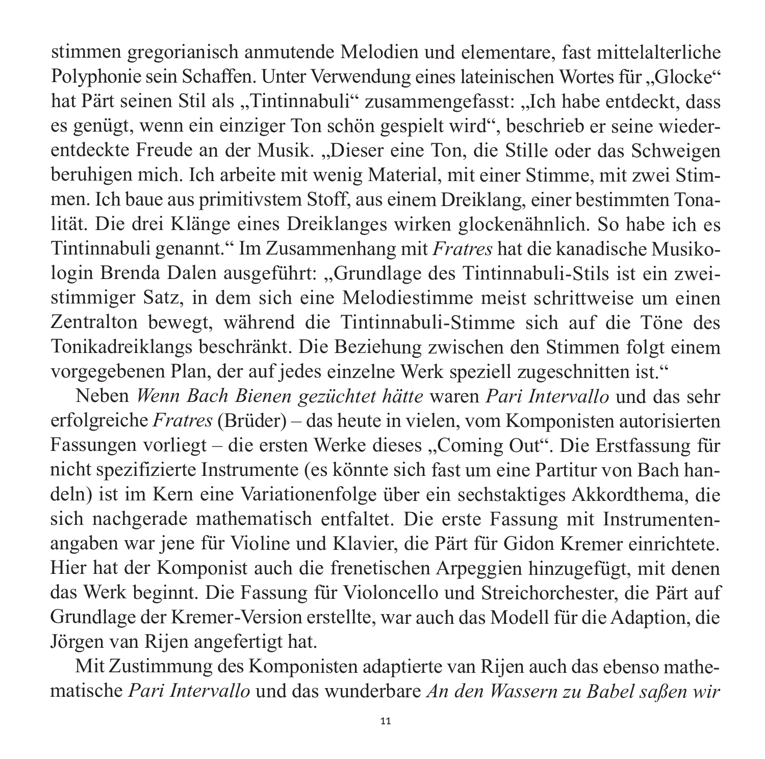stimmen gregorianisch anmutende Melodien und elementare, fast mittelalterliche Polyphonie sein Schaffen. Unter Verwendung eines lateinischen Wortes für „Glocke" hat Pärt seinen Stil als „Tintinnabuli" zusammengefasst: „Ich habe entdeckt, dass es genügt, wenn ein einziger Ton schön gespielt wird", beschrieb er seine wiederentdeckte Freude an der Musik. „Dieser eine Ton, die Stille oder das Schweigen beruhigen mich. Ich arbeite mit wenig Material, mit einer Stimme, mit zwei Stimmen. Ich baue aus primitivstem Stoff, aus einem Dreiklang, einer bestimmten Tonalität. Die drei Klänge eines Dreiklanges wirken glockenähnlich. So habe ich es Tintinnabuli genannt." Im Zusammenhang mit *Fratres* hat die kanadische Musikologin Brenda Dalen ausgeführt: „Grundlage des Tintinnabuli-Stils ist ein zweistimmiger Satz, in dem sich eine Melodiestimme meist schrittweise um einen Zentralton bewegt, während die Tintinnabuli-Stimme sich auf die Töne des Tonikadreiklangs beschränkt. Die Beziehung zwischen den Stimmen folgt einem vorgegebenen Plan, der auf jedes einzelne Werk speziell zugeschnitten ist."

Neben *Wenn Bach Bienen gezüchtet hätte* waren *Pari Intervallo* und das sehr erfolgreiche *Fratres* (Brüder) – das heute in vielen, vom Komponisten autorisierten Fassungen vorliegt – die ersten Werke dieses „Coming Out". Die Erstfassung für nicht spezifizierte Instrumente (es könnte sich fast um eine Partitur von Bach handeln) ist im Kern eine Variationenfolge über ein sechstaktiges Akkordthema, die sich nachgerade mathematisch entfaltet. Die erste Fassung mit Instrumentenangaben war jene für Violine und Klavier, die Pärt für Gidon Kremer einrichtete. Hier hat der Komponist auch die frenetischen Arpeggien hinzugefügt, mit denen das Werk beginnt. Die Fassung für Violoncello und Streichorchester, die Pärt auf Grundlage der Kremer-Version erstellte, war auch das Modell für die Adaption, die Jörgen van Rijen angefertigt hat.

Mit Zustimmung des Komponisten adaptierte van Rijen auch das ebenso mathematische *Pari Intervallo* und das wunderbare *An den Wassern zu Babel saßen wir*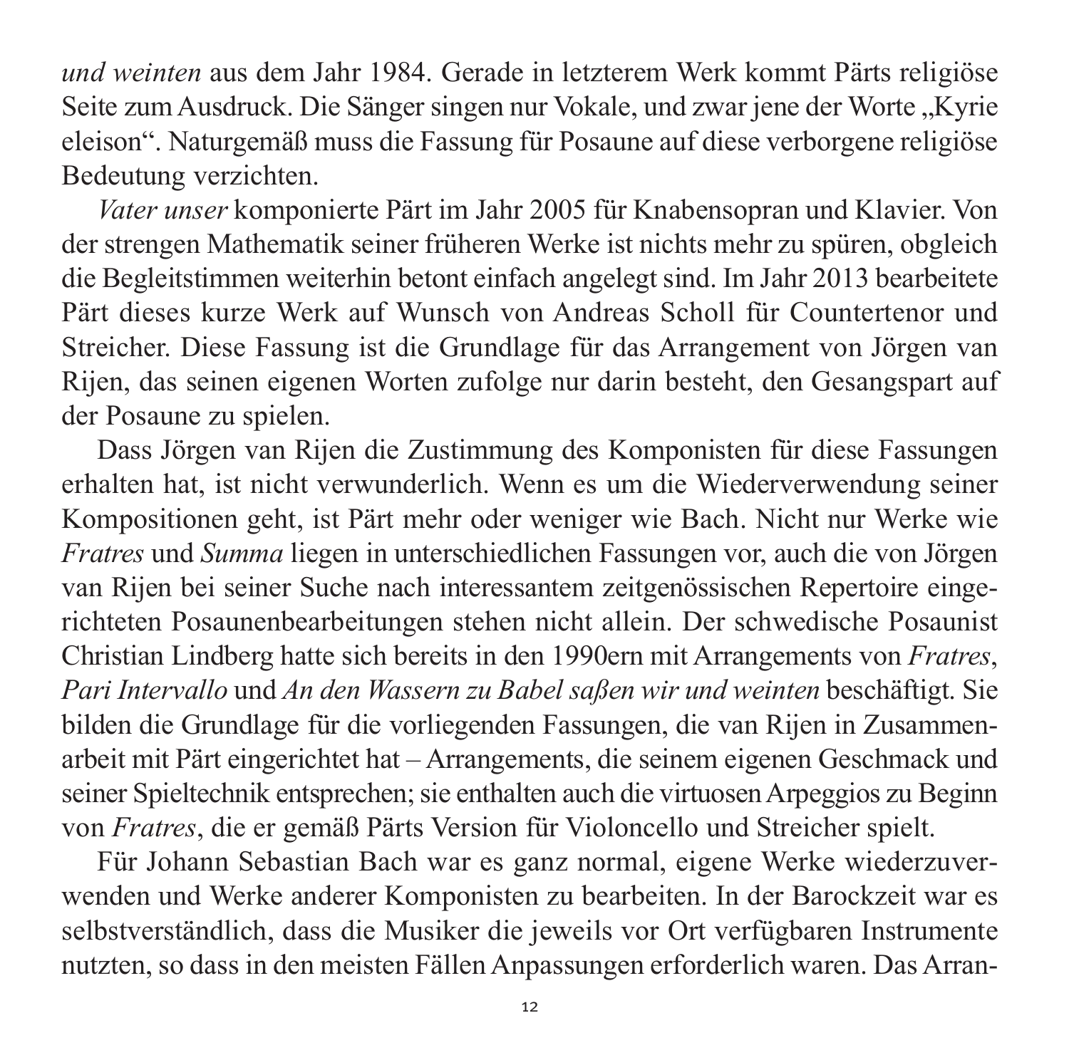*und weinten* aus dem Jahr 1984. Gerade in letzterem Werk kommt Pärts religiöse Seite zum Ausdruck. Die Sänger singen nur Vokale, und zwar jene der Worte „Kyrie eleison". Naturgemäß muss die Fassung für Posaune auf diese verborgene religiöse Bedeutung verzichten.

*Vater unser* komponierte Pärt im Jahr 2005 für Knabensopran und Klavier. Von der strengen Mathematik seiner früheren Werke ist nichts mehr zu spüren, obgleich die Begleitstimmen weiterhin betont einfach angelegt sind. Im Jahr 2013 bearbeitete Pärt dieses kurze Werk auf Wunsch von Andreas Scholl für Countertenor und Streicher. Diese Fassung ist die Grundlage für das Arrangement von Jörgen van Rijen, das seinen eigenen Worten zufolge nur darin besteht, den Gesangspart auf der Posaune zu spielen.

Dass Jörgen van Rijen die Zustimmung des Komponisten für diese Fassungen erhalten hat, ist nicht verwunderlich. Wenn es um die Wiederverwendung seiner Kompositionen geht, ist Pärt mehr oder weniger wie Bach. Nicht nur Werke wie *Fratres* und *Summa* liegen in unterschiedlichen Fassungen vor, auch die von Jörgen van Rijen bei seiner Suche nach interessantem zeitgenössischen Repertoire eingerichteten Posaunenbearbeitungen stehen nicht allein. Der schwedische Posaunist Christian Lindberg hatte sich bereits in den 1990ern mit Arrangements von *Fratres*, *Pari Intervallo* und *An den Wassern zu Babel saßen wir und weinten* beschäftigt. Sie bilden die Grundlage für die vorliegenden Fassungen, die van Rijen in Zusammenarbeit mit Pärt eingerichtet hat – Arrangements, die seinem eigenen Geschmack und seiner Spieltechnik entsprechen; sie enthalten auch die virtuosen Arpeggios zu Beginn von *Fratres*, die er gemäß Pärts Version für Violoncello und Streicher spielt.

Für Johann Sebastian Bach war es ganz normal, eigene Werke wiederzuverwenden und Werke anderer Komponisten zu bearbeiten. In der Barockzeit war es selbstverständlich, dass die Musiker die jeweils vor Ort verfügbaren Instrumente nutzten, so dass in den meisten Fällen Anpassungen erforderlich waren. Das Arran-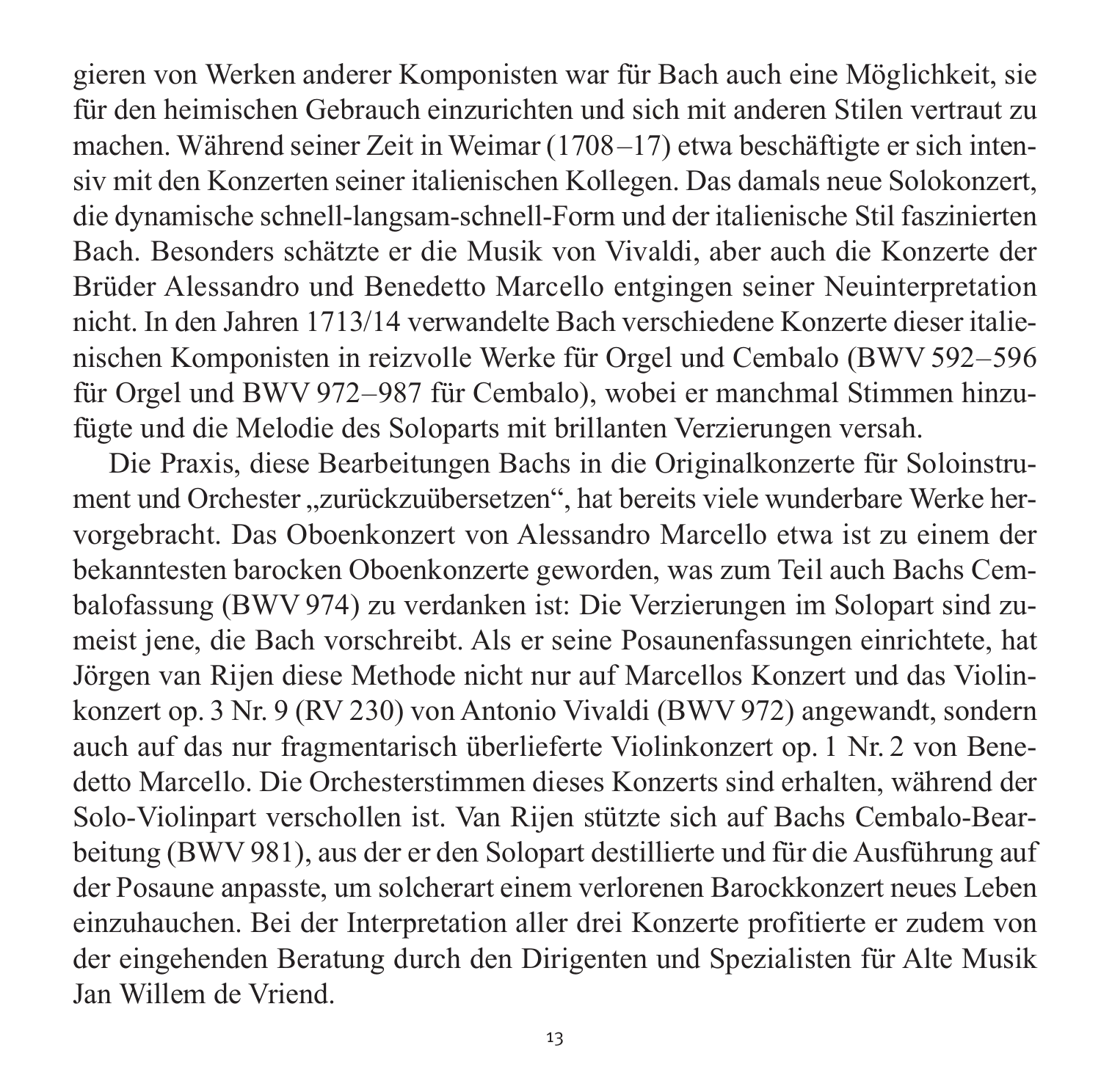gieren von Werken anderer Komponisten war für Bach auch eine Möglichkeit, sie für den heimischen Gebrauch einzurichten und sich mit anderen Stilen vertraut zu machen. Während seiner Zeit in Weimar (1708–17) etwa beschäftigte er sich intensiv mit den Konzerten seiner italienischen Kollegen. Das damals neue Solokonzert, die dynamische schnell-langsam-schnell-Form und der italienische Stil faszinierten Bach. Besonders schätzte er die Musik von Vivaldi, aber auch die Konzerte der Brüder Alessandro und Benedetto Marcello entgingen seiner Neuinterpretation nicht. In den Jahren 1713/14 verwandelte Bach verschiedene Konzerte dieser italienischen Komponisten in reizvolle Werke für Orgel und Cembalo (BWV 592–596 für Orgel und BWV 972–987 für Cembalo), wobei er manchmal Stimmen hinzufügte und die Melodie des Soloparts mit brillanten Verzierungen versah.

Die Praxis, diese Bearbeitungen Bachs in die Originalkonzerte für Soloinstrument und Orchester „zurückzuübersetzen", hat bereits viele wunderbare Werke hervorgebracht. Das Oboenkonzert von Alessandro Marcello etwa ist zu einem der bekanntesten barocken Oboenkonzerte geworden, was zum Teil auch Bachs Cembalofassung (BWV 974) zu verdanken ist: Die Verzierungen im Solopart sind zumeist jene, die Bach vorschreibt. Als er seine Posaunenfassungen einrichtete, hat Jörgen van Rijen diese Methode nicht nur auf Marcellos Konzert und das Violinkonzert op. 3 Nr. 9 (RV 230) von Antonio Vivaldi (BWV 972) angewandt, sondern auch auf das nur fragmentarisch überlieferte Violinkonzert op. 1 Nr. 2 von Benedetto Marcello. Die Orchesterstimmen dieses Konzerts sind erhalten, während der Solo-Violinpart verschollen ist. Van Rijen stützte sich auf Bachs Cembalo-Bearbeitung (BWV 981), aus der er den Solopart destillierte und für die Ausführung auf der Posaune anpasste, um solcherart einem verlorenen Barockkonzert neues Leben einzuhauchen. Bei der Interpretation aller drei Konzerte profitierte er zudem von der eingehenden Beratung durch den Dirigenten und Spezialisten für Alte Musik Jan Willem de Vriend.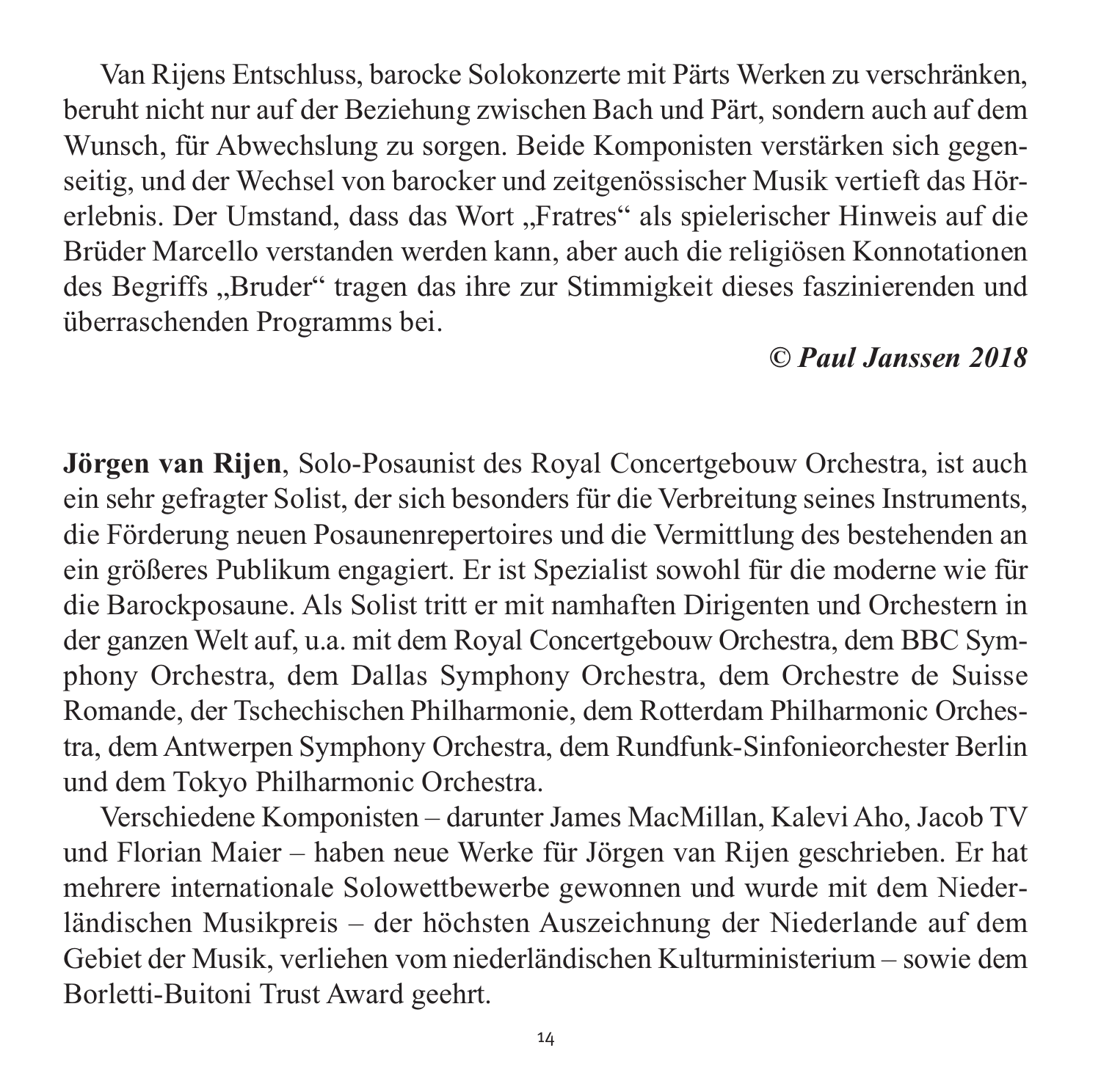Van Rijens Entschluss, barocke Solokonzerte mit Pärts Werken zu verschränken, beruht nicht nur auf der Beziehung zwischen Bach und Pärt, sondern auch auf dem Wunsch, für Abwechslung zu sorgen. Beide Komponisten verstärken sich gegenseitig, und der Wechsel von barocker und zeitgenössischer Musik vertieft das Hörerlebnis. Der Umstand, dass das Wort „Fratres" als spielerischer Hinweis auf die Brüder Marcello verstanden werden kann, aber auch die religiösen Konnotationen des Begriffs „Bruder" tragen das ihre zur Stimmigkeit dieses faszinierenden und überraschenden Programms bei.

***© Paul Janssen 2018***

**Jörgen van Rijen**, Solo-Posaunist des Royal Concertgebouw Orchestra, ist auch ein sehr gefragter Solist, der sich besonders für die Verbreitung seines Instruments, die Förderung neuen Posaunenrepertoires und die Vermittlung des bestehenden an ein größeres Publikum engagiert. Er ist Spezialist sowohl für die moderne wie für die Barockposaune. Als Solist tritt er mit namhaften Dirigenten und Orchestern in der ganzen Welt auf, u.a. mit dem Royal Concertgebouw Orchestra, dem BBC Symphony Orchestra, dem Dallas Symphony Orchestra, dem Orchestre de Suisse Romande, der Tschechischen Philharmonie, dem Rotterdam Philharmonic Orchestra, dem Antwerpen Symphony Orchestra, dem Rundfunk-Sinfonieorchester Berlin und dem Tokyo Philharmonic Orchestra.

Verschiedene Komponisten – darunter James MacMillan, Kalevi Aho, Jacob TV und Florian Maier – haben neue Werke für Jörgen van Rijen geschrieben. Er hat mehrere internationale Solowettbewerbe gewonnen und wurde mit dem Niederländischen Musikpreis – der höchsten Auszeichnung der Niederlande auf dem Gebiet der Musik, verliehen vom niederländischen Kulturministerium – sowie dem Borletti-Buitoni Trust Award geehrt.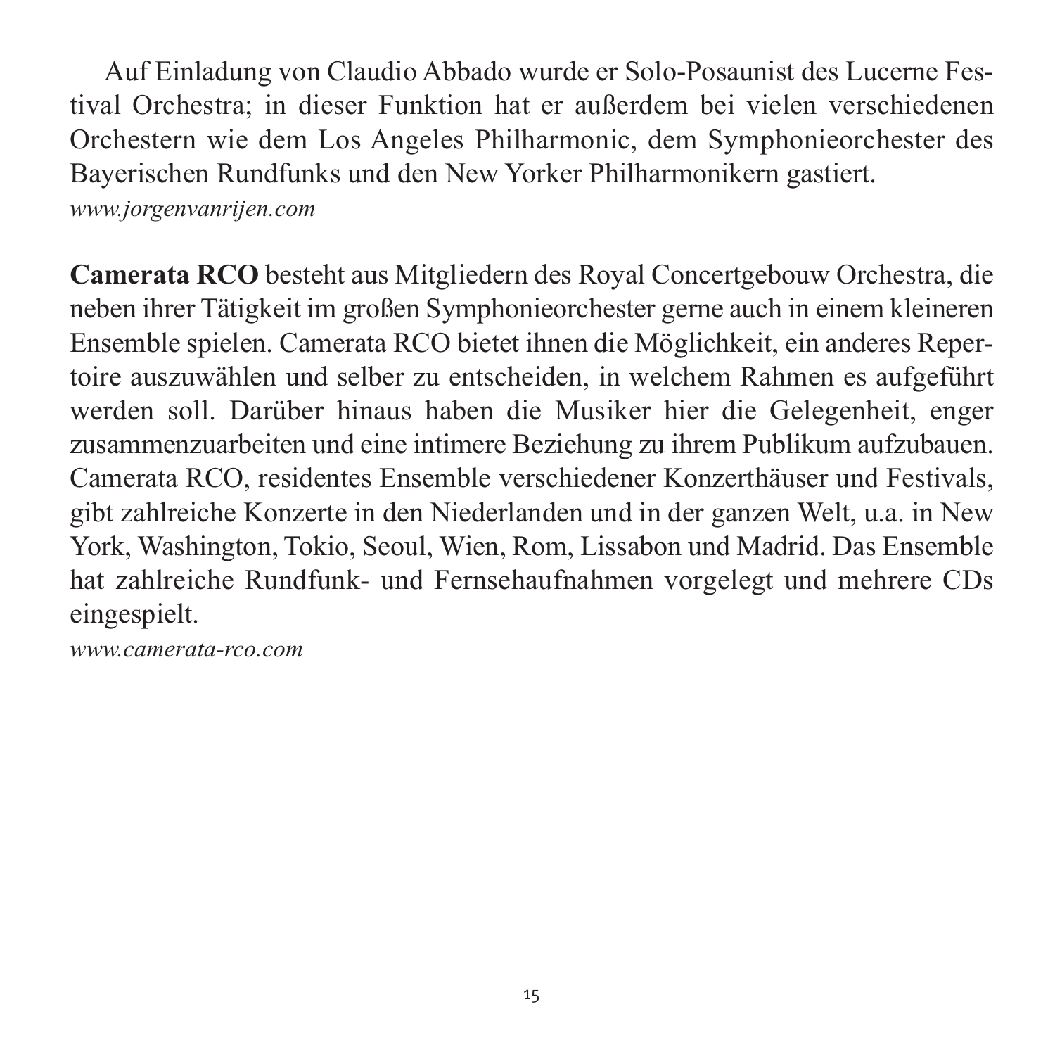Auf Einladung von Claudio Abbado wurde er Solo-Posaunist des Lucerne Festival Orchestra; in dieser Funktion hat er außerdem bei vielen verschiedenen Orchestern wie dem Los Angeles Philharmonic, dem Symphonieorchester des Bayerischen Rundfunks und den New Yorker Philharmonikern gastiert.
*www.jorgenvanrijen.com*

**Camerata RCO** besteht aus Mitgliedern des Royal Concertgebouw Orchestra, die neben ihrer Tätigkeit im großen Symphonieorchester gerne auch in einem kleineren Ensemble spielen. Camerata RCO bietet ihnen die Möglichkeit, ein anderes Repertoire auszuwählen und selber zu entscheiden, in welchem Rahmen es aufgeführt werden soll. Darüber hinaus haben die Musiker hier die Gelegenheit, enger zusammenzuarbeiten und eine intimere Beziehung zu ihrem Publikum aufzubauen. Camerata RCO, residentes Ensemble verschiedener Konzerthäuser und Festivals, gibt zahlreiche Konzerte in den Niederlanden und in der ganzen Welt, u.a. in New York, Washington, Tokio, Seoul, Wien, Rom, Lissabon und Madrid. Das Ensemble hat zahlreiche Rundfunk- und Fernsehaufnahmen vorgelegt und mehrere CDs eingespielt.
*www.camerata-rco.com*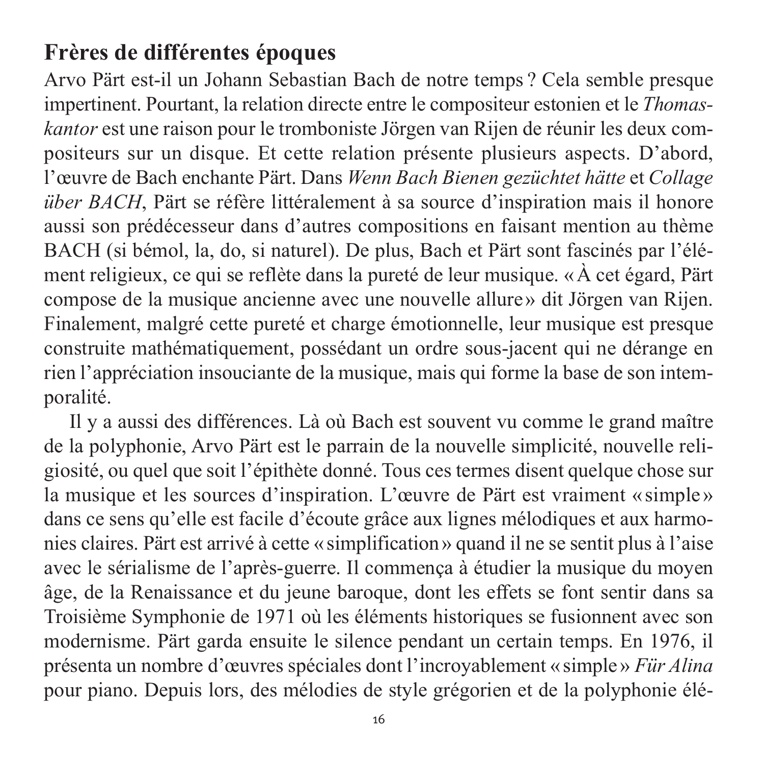## Frères de différentes époques

Arvo Pärt est-il un Johann Sebastian Bach de notre temps ? Cela semble presque impertinent. Pourtant, la relation directe entre le compositeur estonien et le *Thomaskantor* est une raison pour le tromboniste Jörgen van Rijen de réunir les deux compositeurs sur un disque. Et cette relation présente plusieurs aspects. D'abord, l'œuvre de Bach enchante Pärt. Dans *Wenn Bach Bienen gezüchtet hätte* et *Collage über BACH*, Pärt se réfère littéralement à sa source d'inspiration mais il honore aussi son prédécesseur dans d'autres compositions en faisant mention au thème BACH (si bémol, la, do, si naturel). De plus, Bach et Pärt sont fascinés par l'élément religieux, ce qui se reflète dans la pureté de leur musique. « À cet égard, Pärt compose de la musique ancienne avec une nouvelle allure » dit Jörgen van Rijen. Finalement, malgré cette pureté et charge émotionnelle, leur musique est presque construite mathématiquement, possédant un ordre sous-jacent qui ne dérange en rien l'appréciation insouciante de la musique, mais qui forme la base de son intemporalité.

Il y a aussi des différences. Là où Bach est souvent vu comme le grand maître de la polyphonie, Arvo Pärt est le parrain de la nouvelle simplicité, nouvelle religiosité, ou quel que soit l'épithète donné. Tous ces termes disent quelque chose sur la musique et les sources d'inspiration. L'œuvre de Pärt est vraiment « simple » dans ce sens qu'elle est facile d'écoute grâce aux lignes mélodiques et aux harmonies claires. Pärt est arrivé à cette « simplification » quand il ne se sentit plus à l'aise avec le sérialisme de l'après-guerre. Il commença à étudier la musique du moyen âge, de la Renaissance et du jeune baroque, dont les effets se font sentir dans sa Troisième Symphonie de 1971 où les éléments historiques se fusionnent avec son modernisme. Pärt garda ensuite le silence pendant un certain temps. En 1976, il présenta un nombre d'œuvres spéciales dont l'incroyablement « simple » *Für Alina* pour piano. Depuis lors, des mélodies de style grégorien et de la polyphonie élé-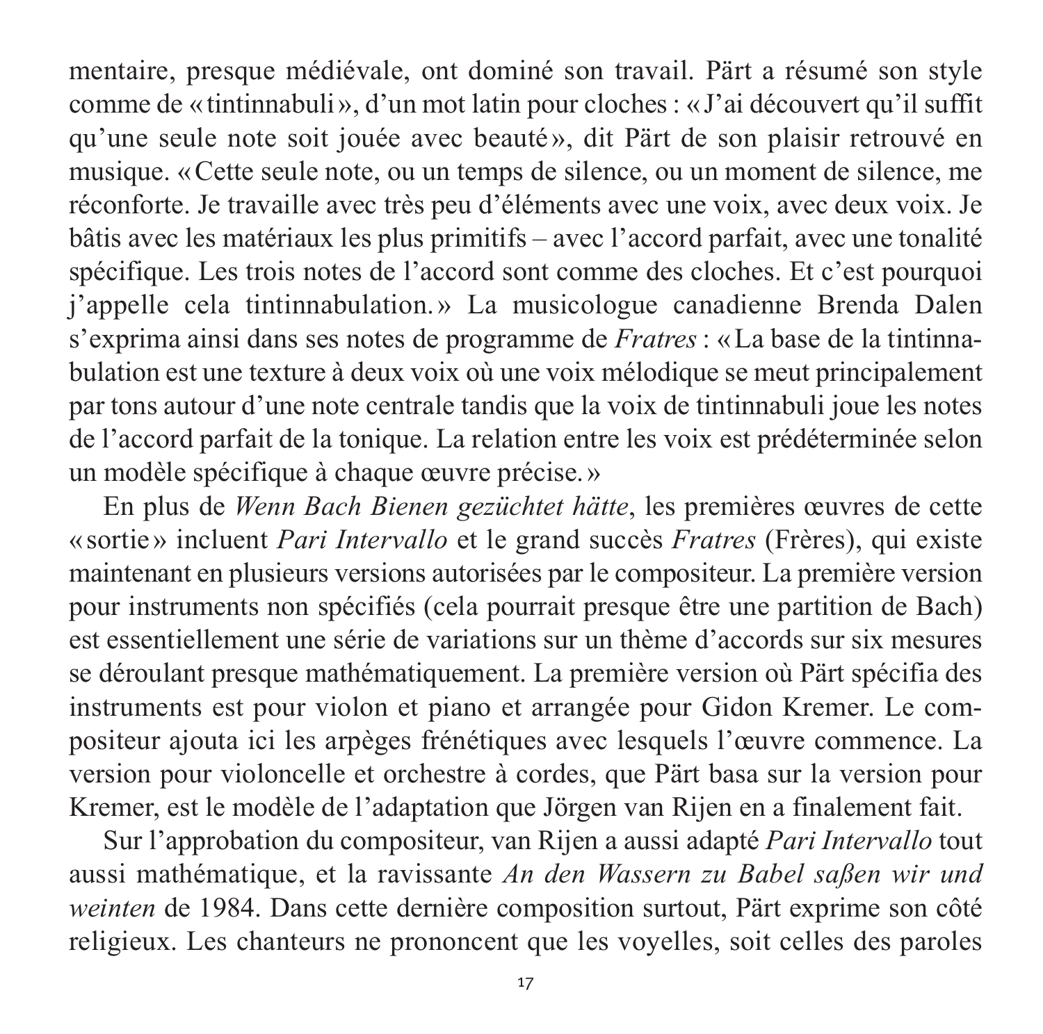mentaire, presque médiévale, ont dominé son travail. Pärt a résumé son style comme de «tintinnabuli», d'un mot latin pour cloches : «J'ai découvert qu'il suffit qu'une seule note soit jouée avec beauté», dit Pärt de son plaisir retrouvé en musique. «Cette seule note, ou un temps de silence, ou un moment de silence, me réconforte. Je travaille avec très peu d'éléments avec une voix, avec deux voix. Je bâtis avec les matériaux les plus primitifs – avec l'accord parfait, avec une tonalité spécifique. Les trois notes de l'accord sont comme des cloches. Et c'est pourquoi j'appelle cela tintinnabulation.» La musicologue canadienne Brenda Dalen s'exprima ainsi dans ses notes de programme de *Fratres* : «La base de la tintinnabulation est une texture à deux voix où une voix mélodique se meut principalement par tons autour d'une note centrale tandis que la voix de tintinnabuli joue les notes de l'accord parfait de la tonique. La relation entre les voix est prédéterminée selon un modèle spécifique à chaque œuvre précise.»

En plus de *Wenn Bach Bienen gezüchtet hätte*, les premières œuvres de cette «sortie» incluent *Pari Intervallo* et le grand succès *Fratres* (Frères), qui existe maintenant en plusieurs versions autorisées par le compositeur. La première version pour instruments non spécifiés (cela pourrait presque être une partition de Bach) est essentiellement une série de variations sur un thème d'accords sur six mesures se déroulant presque mathématiquement. La première version où Pärt spécifia des instruments est pour violon et piano et arrangée pour Gidon Kremer. Le compositeur ajouta ici les arpèges frénétiques avec lesquels l'œuvre commence. La version pour violoncelle et orchestre à cordes, que Pärt basa sur la version pour Kremer, est le modèle de l'adaptation que Jörgen van Rijen en a finalement fait.

Sur l'approbation du compositeur, van Rijen a aussi adapté *Pari Intervallo* tout aussi mathématique, et la ravissante *An den Wassern zu Babel saßen wir und weinten* de 1984. Dans cette dernière composition surtout, Pärt exprime son côté religieux. Les chanteurs ne prononcent que les voyelles, soit celles des paroles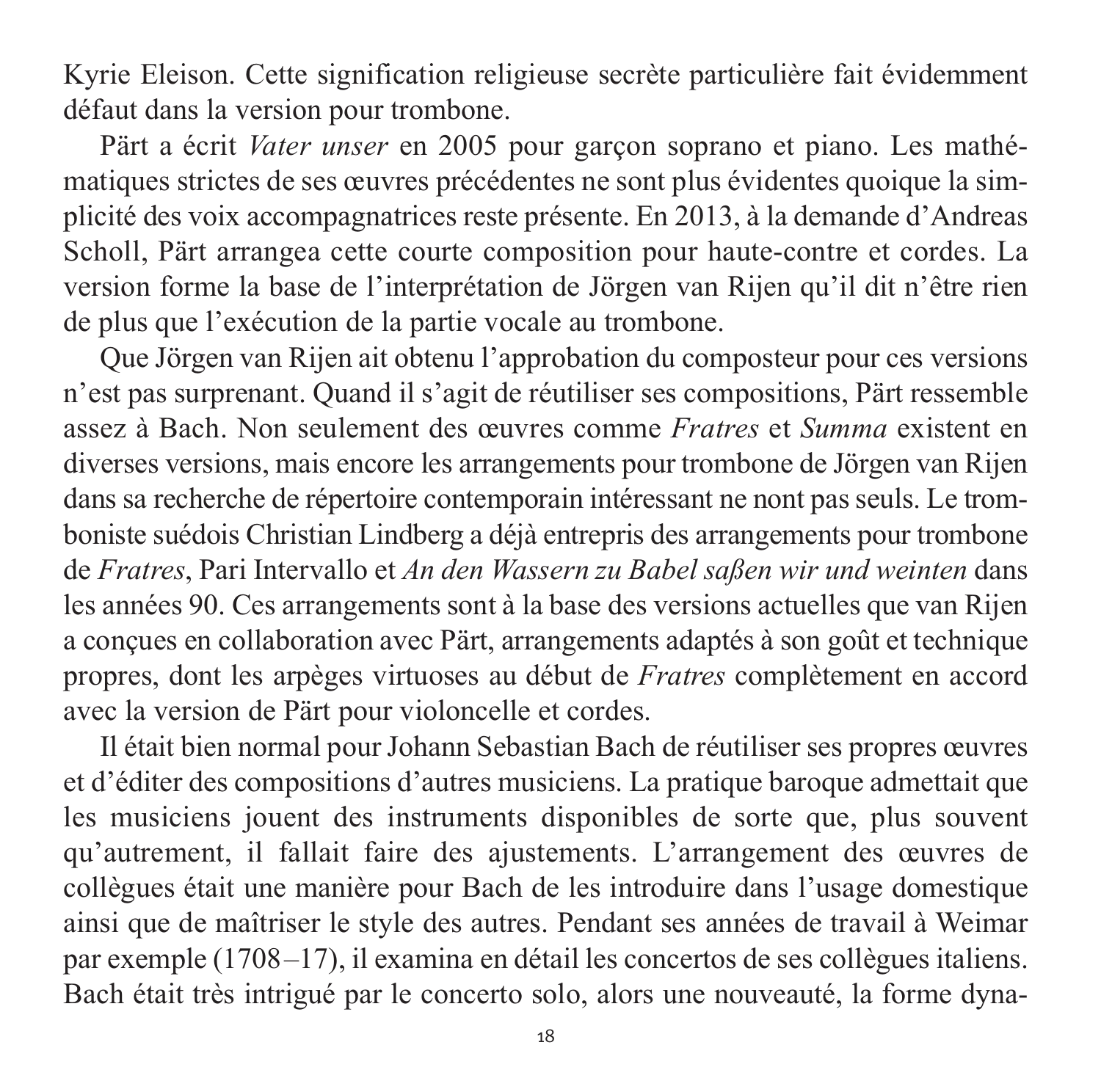Kyrie Eleison. Cette signification religieuse secrète particulière fait évidemment défaut dans la version pour trombone.

Pärt a écrit *Vater unser* en 2005 pour garçon soprano et piano. Les mathématiques strictes de ses œuvres précédentes ne sont plus évidentes quoique la simplicité des voix accompagnatrices reste présente. En 2013, à la demande d'Andreas Scholl, Pärt arrangea cette courte composition pour haute-contre et cordes. La version forme la base de l'interprétation de Jörgen van Rijen qu'il dit n'être rien de plus que l'exécution de la partie vocale au trombone.

Que Jörgen van Rijen ait obtenu l'approbation du composteur pour ces versions n'est pas surprenant. Quand il s'agit de réutiliser ses compositions, Pärt ressemble assez à Bach. Non seulement des œuvres comme *Fratres* et *Summa* existent en diverses versions, mais encore les arrangements pour trombone de Jörgen van Rijen dans sa recherche de répertoire contemporain intéressant ne nont pas seuls. Le tromboniste suédois Christian Lindberg a déjà entrepris des arrangements pour trombone de *Fratres*, Pari Intervallo et *An den Wassern zu Babel saßen wir und weinten* dans les années 90. Ces arrangements sont à la base des versions actuelles que van Rijen a conçues en collaboration avec Pärt, arrangements adaptés à son goût et technique propres, dont les arpèges virtuoses au début de *Fratres* complètement en accord avec la version de Pärt pour violoncelle et cordes.

Il était bien normal pour Johann Sebastian Bach de réutiliser ses propres œuvres et d'éditer des compositions d'autres musiciens. La pratique baroque admettait que les musiciens jouent des instruments disponibles de sorte que, plus souvent qu'autrement, il fallait faire des ajustements. L'arrangement des œuvres de collègues était une manière pour Bach de les introduire dans l'usage domestique ainsi que de maîtriser le style des autres. Pendant ses années de travail à Weimar par exemple (1708–17), il examina en détail les concertos de ses collègues italiens. Bach était très intrigué par le concerto solo, alors une nouveauté, la forme dyna-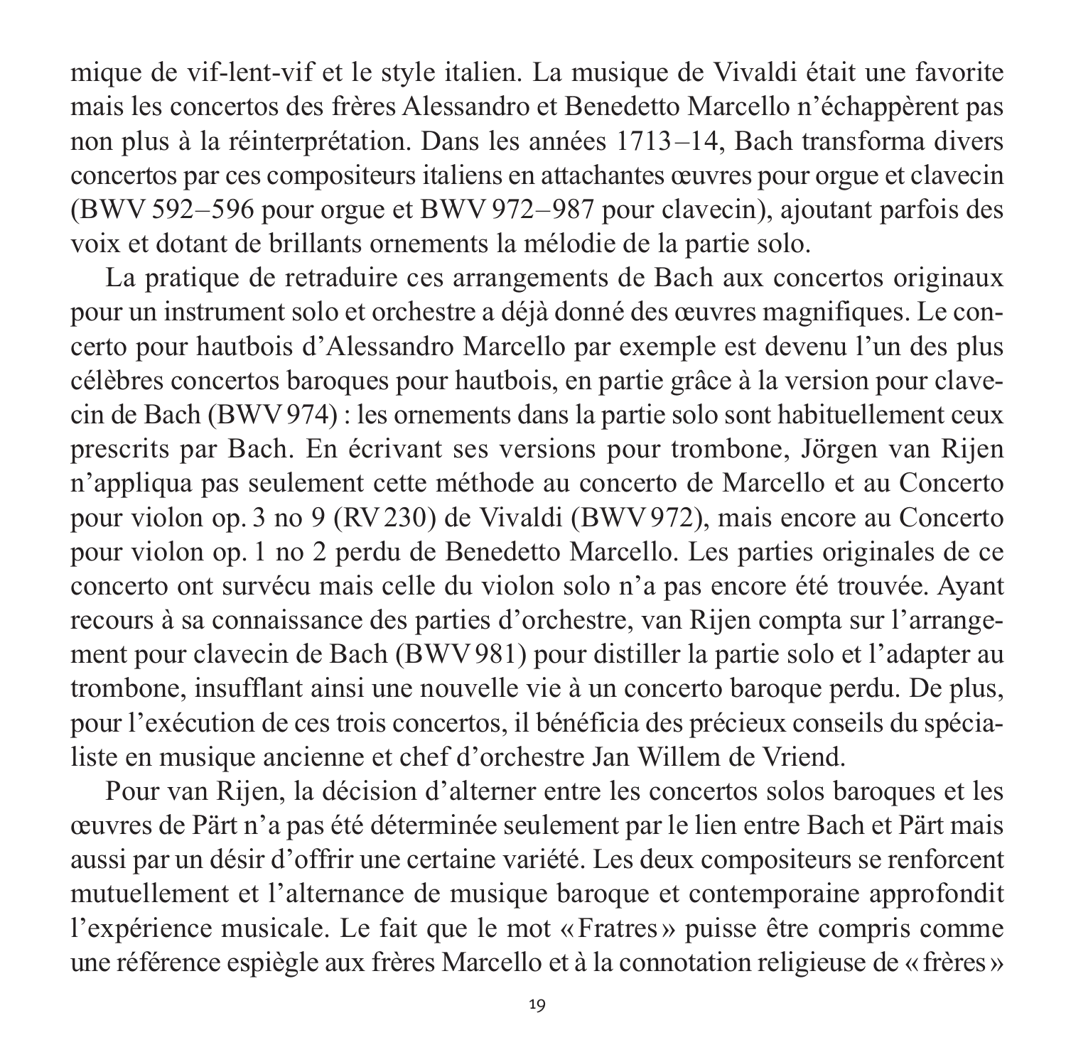mique de vif-lent-vif et le style italien. La musique de Vivaldi était une favorite mais les concertos des frères Alessandro et Benedetto Marcello n'échappèrent pas non plus à la réinterprétation. Dans les années 1713–14, Bach transforma divers concertos par ces compositeurs italiens en attachantes œuvres pour orgue et clavecin (BWV 592–596 pour orgue et BWV 972–987 pour clavecin), ajoutant parfois des voix et dotant de brillants ornements la mélodie de la partie solo.

La pratique de retraduire ces arrangements de Bach aux concertos originaux pour un instrument solo et orchestre a déjà donné des œuvres magnifiques. Le concerto pour hautbois d'Alessandro Marcello par exemple est devenu l'un des plus célèbres concertos baroques pour hautbois, en partie grâce à la version pour clavecin de Bach (BWV 974) : les ornements dans la partie solo sont habituellement ceux prescrits par Bach. En écrivant ses versions pour trombone, Jörgen van Rijen n'appliqua pas seulement cette méthode au concerto de Marcello et au Concerto pour violon op. 3 no 9 (RV 230) de Vivaldi (BWV 972), mais encore au Concerto pour violon op. 1 no 2 perdu de Benedetto Marcello. Les parties originales de ce concerto ont survécu mais celle du violon solo n'a pas encore été trouvée. Ayant recours à sa connaissance des parties d'orchestre, van Rijen compta sur l'arrangement pour clavecin de Bach (BWV 981) pour distiller la partie solo et l'adapter au trombone, insufflant ainsi une nouvelle vie à un concerto baroque perdu. De plus, pour l'exécution de ces trois concertos, il bénéficia des précieux conseils du spécialiste en musique ancienne et chef d'orchestre Jan Willem de Vriend.

Pour van Rijen, la décision d'alterner entre les concertos solos baroques et les œuvres de Pärt n'a pas été déterminée seulement par le lien entre Bach et Pärt mais aussi par un désir d'offrir une certaine variété. Les deux compositeurs se renforcent mutuellement et l'alternance de musique baroque et contemporaine approfondit l'expérience musicale. Le fait que le mot « Fratres » puisse être compris comme une référence espiègle aux frères Marcello et à la connotation religieuse de « frères »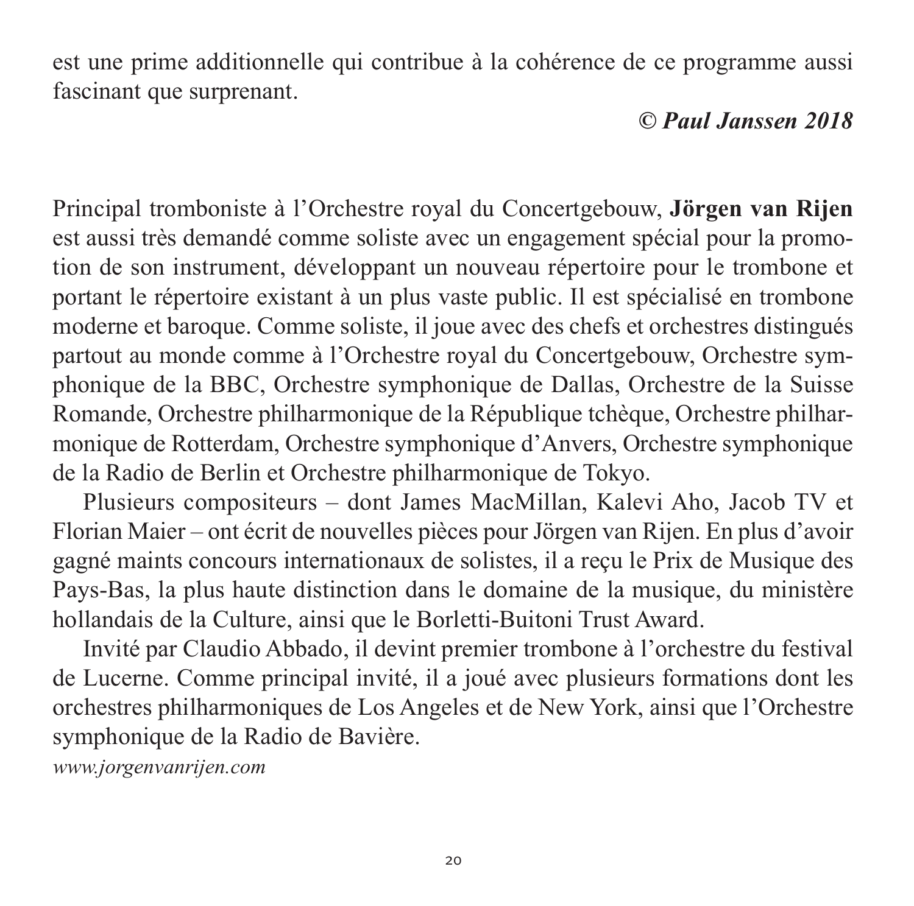est une prime additionnelle qui contribue à la cohérence de ce programme aussi fascinant que surprenant.

***© Paul Janssen 2018***

Principal tromboniste à l'Orchestre royal du Concertgebouw, **Jörgen van Rijen** est aussi très demandé comme soliste avec un engagement spécial pour la promotion de son instrument, développant un nouveau répertoire pour le trombone et portant le répertoire existant à un plus vaste public. Il est spécialisé en trombone moderne et baroque. Comme soliste, il joue avec des chefs et orchestres distingués partout au monde comme à l'Orchestre royal du Concertgebouw, Orchestre symphonique de la BBC, Orchestre symphonique de Dallas, Orchestre de la Suisse Romande, Orchestre philharmonique de la République tchèque, Orchestre philharmonique de Rotterdam, Orchestre symphonique d'Anvers, Orchestre symphonique de la Radio de Berlin et Orchestre philharmonique de Tokyo.

Plusieurs compositeurs – dont James MacMillan, Kalevi Aho, Jacob TV et Florian Maier – ont écrit de nouvelles pièces pour Jörgen van Rijen. En plus d'avoir gagné maints concours internationaux de solistes, il a reçu le Prix de Musique des Pays-Bas, la plus haute distinction dans le domaine de la musique, du ministère hollandais de la Culture, ainsi que le Borletti-Buitoni Trust Award.

Invité par Claudio Abbado, il devint premier trombone à l'orchestre du festival de Lucerne. Comme principal invité, il a joué avec plusieurs formations dont les orchestres philharmoniques de Los Angeles et de New York, ainsi que l'Orchestre symphonique de la Radio de Bavière.

*www.jorgenvanrijen.com*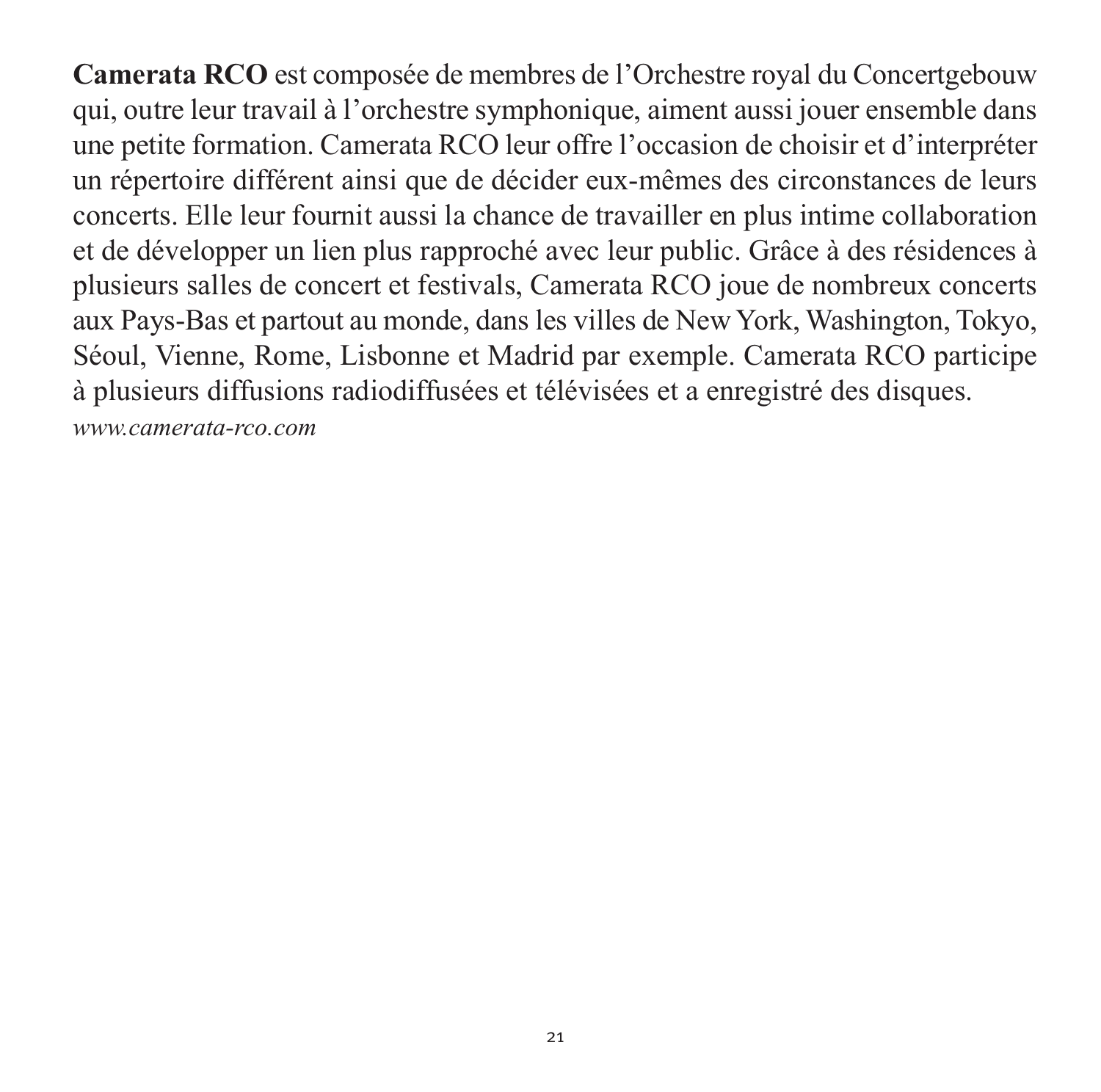**Camerata RCO** est composée de membres de l'Orchestre royal du Concertgebouw qui, outre leur travail à l'orchestre symphonique, aiment aussi jouer ensemble dans une petite formation. Camerata RCO leur offre l'occasion de choisir et d'interpréter un répertoire différent ainsi que de décider eux-mêmes des circonstances de leurs concerts. Elle leur fournit aussi la chance de travailler en plus intime collaboration et de développer un lien plus rapproché avec leur public. Grâce à des résidences à plusieurs salles de concert et festivals, Camerata RCO joue de nombreux concerts aux Pays-Bas et partout au monde, dans les villes de New York, Washington, Tokyo, Séoul, Vienne, Rome, Lisbonne et Madrid par exemple. Camerata RCO participe à plusieurs diffusions radiodiffusées et télévisées et a enregistré des disques.
*www.camerata-rco.com*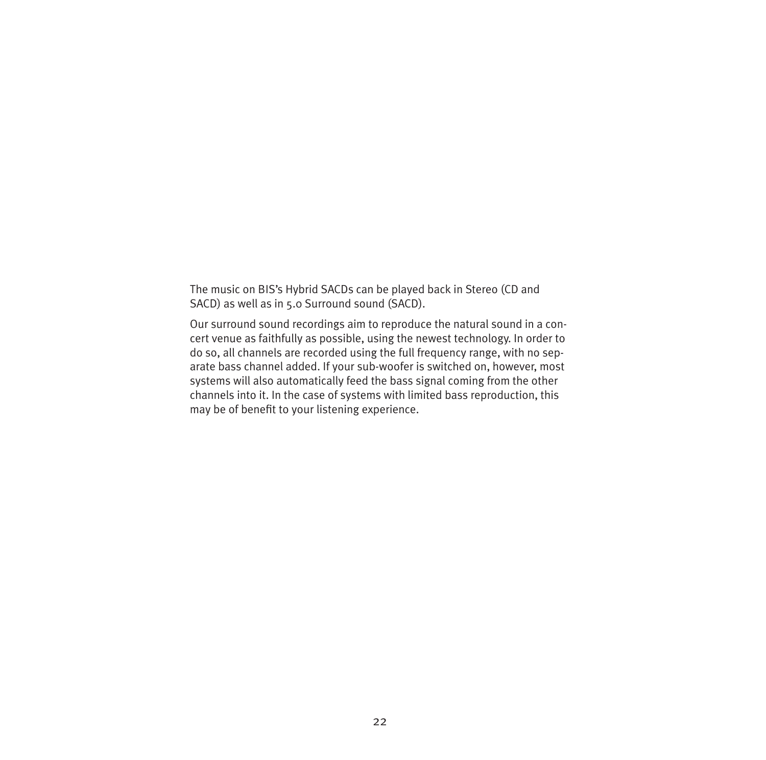The music on BIS's Hybrid SACDs can be played back in Stereo (CD and SACD) as well as in 5.0 Surround sound (SACD).

Our surround sound recordings aim to reproduce the natural sound in a concert venue as faithfully as possible, using the newest technology. In order to do so, all channels are recorded using the full frequency range, with no separate bass channel added. If your sub-woofer is switched on, however, most systems will also automatically feed the bass signal coming from the other channels into it. In the case of systems with limited bass reproduction, this may be of benefit to your listening experience.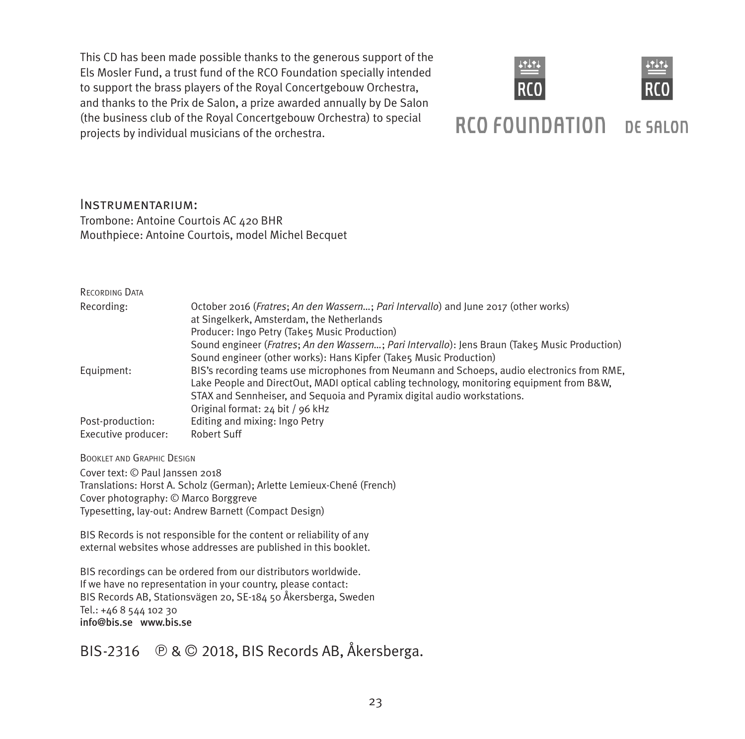This CD has been made possible thanks to the generous support of the Els Mosler Fund, a trust fund of the RCO Foundation specially intended to support the brass players of the Royal Concertgebouw Orchestra, and thanks to the Prix de Salon, a prize awarded annually by De Salon (the business club of the Royal Concertgebouw Orchestra) to special projects by individual musicians of the orchestra.

RCO FOUNDATION    DE SALON

## Instrumentarium:

Trombone: Antoine Courtois AC 420 BHR
Mouthpiece: Antoine Courtois, model Michel Becquet

### Recording Data

| | |
|---|---|
| Recording: | October 2016 (*Fratres*; *An den Wassern…*; *Pari Intervallo*) and June 2017 (other works) at Singelkerk, Amsterdam, the Netherlands<br>Producer: Ingo Petry (Take5 Music Production)<br>Sound engineer (*Fratres*; *An den Wassern…*; *Pari Intervallo*): Jens Braun (Take5 Music Production)<br>Sound engineer (other works): Hans Kipfer (Take5 Music Production) |
| Equipment: | BIS's recording teams use microphones from Neumann and Schoeps, audio electronics from RME, Lake People and DirectOut, MADI optical cabling technology, monitoring equipment from B&W, STAX and Sennheiser, and Sequoia and Pyramix digital audio workstations.<br>Original format: 24 bit / 96 kHz |
| Post-production: | Editing and mixing: Ingo Petry |
| Executive producer: | Robert Suff |

### Booklet and Graphic Design

Cover text: © Paul Janssen 2018
Translations: Horst A. Scholz (German); Arlette Lemieux-Chené (French)
Cover photography: © Marco Borggreve
Typesetting, lay-out: Andrew Barnett (Compact Design)

BIS Records is not responsible for the content or reliability of any external websites whose addresses are published in this booklet.

BIS recordings can be ordered from our distributors worldwide.
If we have no representation in your country, please contact:
BIS Records AB, Stationsvägen 20, SE-184 50 Åkersberga, Sweden
Tel.: +46 8 544 102 30
**info@bis.se www.bis.se**

BIS-2316 ℗ & © 2018, BIS Records AB, Åkersberga.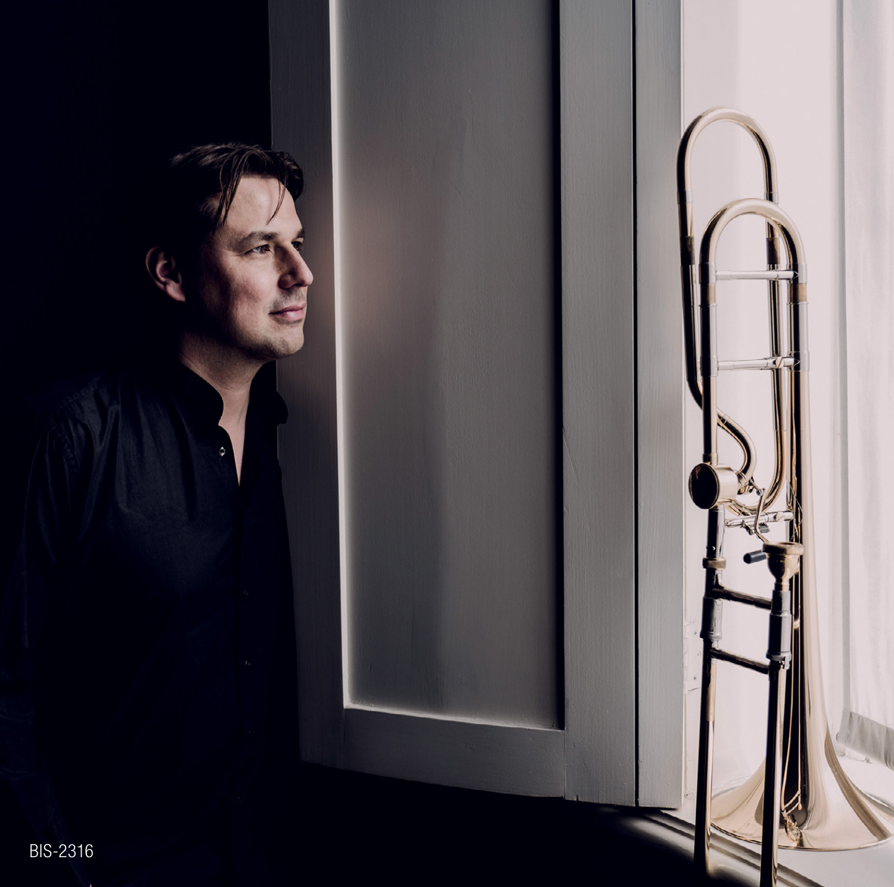BIS-2316